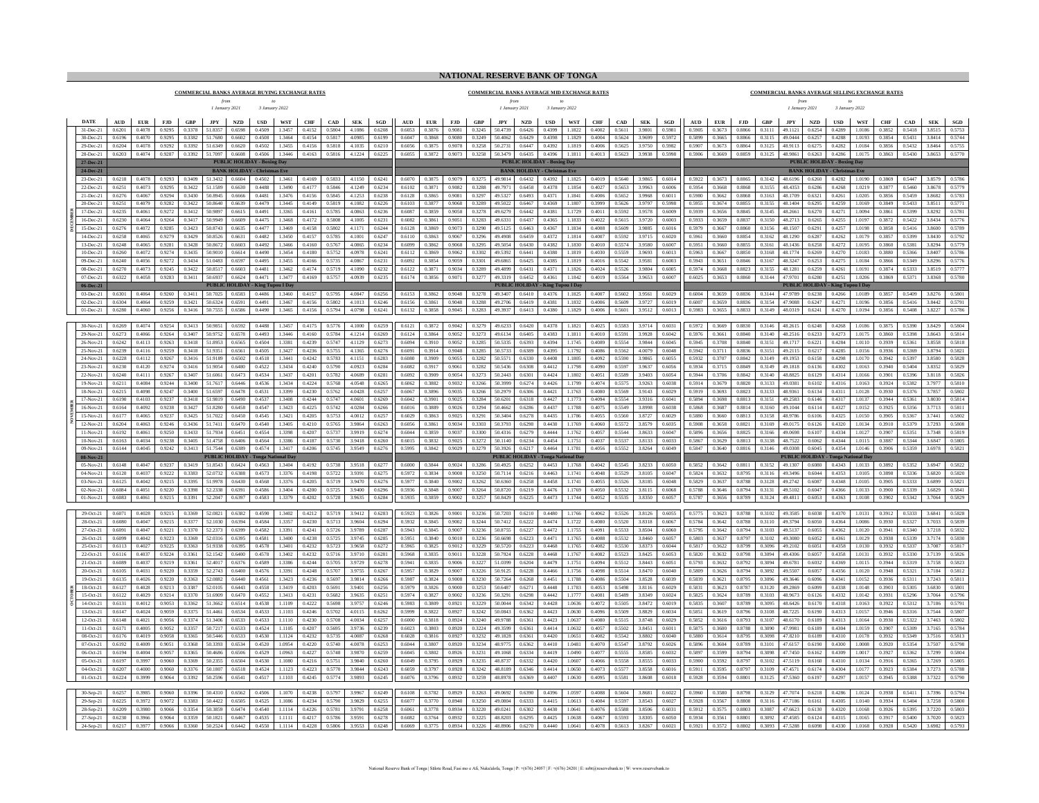# NATIONAL RESERVE BANK OF TONGA

## COMMERCIAL BANKS AVERAGE BUYING EXCHANGE RATES

from 1 January 2021 to 3 January 2022

| DATE | AUD | EUR | FJD | GBP | JPY | NZD | USD | WST | CHF | CAD | SEK | SGD |
|---|---|---|---|---|---|---|---|---|---|---|---|---|
| 31-Dec-21 | 0.6201 | 0.4078 | 0.9295 | 0.3378 | 51.8357 | 0.6598 | 0.4509 | 1.3457 | 0.4152 | 0.5804 | 4.1086 | 0.6208 |
| 30-Dec-21 | 0.6196 | 0.4070 | 0.9295 | 0.3382 | 51.7680 | 0.6602 | 0.4508 | 1.3464 | 0.4154 | 0.5817 | 4.0985 | 0.6199 |
| 29-Dec-21 | 0.6204 | 0.4078 | 0.9292 | 0.3392 | 51.6349 | 0.6620 | 0.4502 | 1.3455 | 0.4156 | 0.5818 | 4.1035 | 0.6210 |
| 28-Dec-21 | 0.6203 | 0.4074 | 0.9287 | 0.3392 | 51.7097 | 0.6608 | 0.4506 | 1.3446 | 0.4163 | 0.5816 | 4.1224 | 0.6225 |
| 27-Dec-21 | PUBLIC HOLIDAY - Boxing Day | | | | | | | | | | | |
| 24-Dec-21 | BANK HOLIDAY - Christmas Eve | | | | | | | | | | | |
| 23-Dec-21 | 0.6218 | 0.4078 | 0.9293 | 0.3409 | 51.3432 | 0.6604 | 0.4502 | 1.3461 | 0.4169 | 0.5833 | 4.1150 | 0.6241 |
| 22-Dec-21 | 0.6251 | 0.4073 | 0.9295 | 0.3422 | 51.1589 | 0.6630 | 0.4488 | 1.3490 | 0.4177 | 0.5846 | 4.1249 | 0.6234 |
| 21-Dec-21 | 0.6276 | 0.4067 | 0.9294 | 0.3430 | 50.8945 | 0.6666 | 0.4481 | 1.3476 | 0.4156 | 0.5845 | 4.1253 | 0.6238 |
| 20-Dec-21 | 0.6251 | 0.4079 | 0.9282 | 0.3422 | 50.8640 | 0.6639 | 0.4479 | 1.3445 | 0.4149 | 0.5819 | 4.1082 | 0.6226 |
| 17-Dec-21 | 0.6235 | 0.4061 | 0.9272 | 0.3412 | 50.9897 | 0.6615 | 0.4491 | 1.3365 | 0.4161 | 0.5785 | 4.0863 | 0.6236 |
| 16-Dec-21 | 0.6230 | 0.4064 | 0.9264 | 0.3417 | 50.9949 | 0.6609 | 0.4475 | 1.3468 | 0.4172 | 0.5808 | 4.1005 | 0.6231 |
| 15-Dec-21 | 0.6276 | 0.4072 | 0.9285 | 0.3423 | 50.8743 | 0.6635 | 0.4477 | 1.3469 | 0.4158 | 0.5802 | 4.1171 | 0.6244 |
| 14-Dec-21 | 0.6258 | 0.4065 | 0.9279 | 0.3429 | 50.8526 | 0.6631 | 0.4482 | 1.3450 | 0.4157 | 0.5785 | 4.0847 | 0.6247 |
| 13-Dec-21 | 0.6248 | 0.4065 | 0.9281 | 0.3428 | 50.8672 | 0.6603 | 0.4492 | 1.3466 | 0.4160 | 0.5767 | 4.0865 | 0.6234 |
| 10-Dec-21 | 0.6260 | 0.4072 | 0.9274 | 0.3435 | 50.9010 | 0.6614 | 0.4490 | 1.3454 | 0.4180 | 0.5752 | 4.0978 | 0.6241 |
| 09-Dec-21 | 0.6240 | 0.4056 | 0.9272 | 0.3434 | 51.0483 | 0.6597 | 0.4495 | 1.3455 | 0.4166 | 0.5735 | 4.0867 | 0.6231 |
| 08-Dec-21 | 0.6270 | 0.4073 | 0.9245 | 0.3422 | 50.8517 | 0.6603 | 0.4481 | 1.3462 | 0.4174 | 0.5719 | 4.1090 | 0.6232 |
| 07-Dec-21 | 0.6322 | 0.4058 | 0.9283 | 0.3411 | 50.6937 | 0.6624 | 0.4471 | 1.3477 | 0.4169 | 0.5757 | 4.0939 | 0.6235 |
| 06-Dec-21 | PUBLIC HOLIDAY - King Tupou I Day | | | | | | | | | | | |
| 03-Dec-21 | 0.6301 | 0.4064 | 0.9260 | 0.3411 | 50.7025 | 0.6583 | 0.4486 | 1.3460 | 0.4157 | 0.5795 | 4.0847 | 0.6256 |
| 02-Dec-21 | 0.6304 | 0.4064 | 0.9259 | 0.3421 | 50.6324 | 0.6591 | 0.4491 | 1.3467 | 0.4156 | 0.5802 | 4.1013 | 0.6246 |
| 01-Dec-21 | 0.6280 | 0.4060 | 0.9256 | 0.3416 | 50.7555 | 0.6586 | 0.4490 | 1.3465 | 0.4156 | 0.5794 | 4.0798 | 0.6241 |
| 30-Nov-21 | 0.6269 | 0.4074 | 0.9254 | 0.3413 | 50.9851 | 0.6592 | 0.4488 | 1.3457 | 0.4175 | 0.5776 | 4.1000 | 0.6259 |
| 29-Nov-21 | 0.6273 | 0.4066 | 0.9264 | 0.3407 | 50.9752 | 0.6578 | 0.4493 | 1.3446 | 0.4160 | 0.5784 | 4.1214 | 0.6269 |
| 26-Nov-21 | 0.6242 | 0.4113 | 0.9263 | 0.3418 | 51.8953 | 0.6565 | 0.4504 | 1.3381 | 0.4239 | 0.5747 | 4.1129 | 0.6273 |
| 25-Nov-21 | 0.6239 | 0.4116 | 0.9259 | 0.3418 | 51.9351 | 0.6561 | 0.4505 | 1.3427 | 0.4236 | 0.5755 | 4.1365 | 0.6276 |
| 24-Nov-21 | 0.6228 | 0.4112 | 0.9267 | 0.3416 | 51.9189 | 0.6502 | 0.4518 | 1.3441 | 0.4242 | 0.5783 | 4.1151 | 0.6283 |
| 23-Nov-21 | 0.6230 | 0.4120 | 0.9274 | 0.3416 | 51.9054 | 0.6480 | 0.4522 | 1.3434 | 0.4240 | 0.5790 | 4.0923 | 0.6284 |
| 22-Nov-21 | 0.6240 | 0.4111 | 0.9267 | 0.3407 | 51.6061 | 0.6473 | 0.4534 | 1.3437 | 0.4281 | 0.5782 | 4.0689 | 0.6281 |
| 19-Nov-21 | 0.6211 | 0.4084 | 0.9244 | 0.3400 | 51.7617 | 0.6446 | 0.4536 | 1.3434 | 0.4224 | 0.5768 | 4.0548 | 0.6265 |
| 18-Nov-21 | 0.6215 | 0.4098 | 0.9247 | 0.3400 | 51.6597 | 0.6478 | 0.4531 | 1.3399 | 0.4230 | 0.5762 | 4.0428 | 0.6257 |
| 17-Nov-21 | 0.6190 | 0.4103 | 0.9237 | 0.3418 | 51.9819 | 0.6490 | 0.4537 | 1.3408 | 0.4244 | 0.5747 | 4.0601 | 0.6269 |
| 16-Nov-21 | 0.6164 | 0.4092 | 0.9238 | 0.3427 | 51.8280 | 0.6458 | 0.4547 | 1.3423 | 0.4225 | 0.5742 | 4.0284 | 0.6266 |
| 15-Nov-21 | 0.6177 | 0.4065 | 0.9237 | 0.3425 | 51.7022 | 0.6450 | 0.4545 | 1.3421 | 0.4205 | 0.5753 | 4.0012 | 0.6257 |
| 12-Nov-21 | 0.6204 | 0.4063 | 0.9246 | 0.3436 | 51.7411 | 0.6470 | 0.4540 | 1.3405 | 0.4210 | 0.5765 | 3.9864 | 0.6263 |
| 11-Nov-21 | 0.6192 | 0.4061 | 0.9250 | 0.3433 | 51.7934 | 0.6451 | 0.4554 | 1.3398 | 0.4207 | 0.5737 | 3.9919 | 0.6274 |
| 10-Nov-21 | 0.6163 | 0.4034 | 0.9238 | 0.3405 | 51.4758 | 0.6406 | 0.4564 | 1.3386 | 0.4187 | 0.5730 | 3.9418 | 0.6260 |
| 09-Nov-21 | 0.6144 | 0.4045 | 0.9242 | 0.3413 | 51.7544 | 0.6389 | 0.4574 | 1.3417 | 0.4206 | 0.5745 | 3.9549 | 0.6276 |
| 08-Nov-21 | PUBLIC HOLIDAY - Tonga National Day | | | | | | | | | | | |
| 05-Nov-21 | 0.6148 | 0.4047 | 0.9237 | 0.3419 | 51.8543 | 0.6424 | 0.4563 | 1.3404 | 0.4192 | 0.5738 | 3.9518 | 0.6277 |
| 04-Nov-21 | 0.6120 | 0.4037 | 0.9222 | 0.3383 | 52.0732 | 0.6388 | 0.4573 | 1.3376 | 0.4198 | 0.5722 | 3.9391 | 0.6275 |
| 03-Nov-21 | 0.6125 | 0.4042 | 0.9215 | 0.3395 | 51.9978 | 0.6430 | 0.4568 | 1.3376 | 0.4205 | 0.5719 | 3.9470 | 0.6276 |
| 02-Nov-21 | 0.6084 | 0.4051 | 0.9220 | 0.3398 | 52.2338 | 0.6391 | 0.4586 | 1.3404 | 0.4200 | 0.5725 | 3.9400 | 0.6296 |
| 01-Nov-21 | 0.6083 | 0.4061 | 0.9215 | 0.3391 | 52.2047 | 0.6397 | 0.4583 | 1.3379 | 0.4202 | 0.5728 | 3.9635 | 0.6284 |
| 29-Oct-21 | 0.6071 | 0.4028 | 0.9215 | 0.3369 | 52.0821 | 0.6382 | 0.4590 | 1.3402 | 0.4212 | 0.5719 | 3.9412 | 0.6283 |
| 28-Oct-21 | 0.6080 | 0.4047 | 0.9215 | 0.3377 | 52.1030 | 0.6394 | 0.4584 | 1.3357 | 0.4230 | 0.5713 | 3.9604 | 0.6294 |
| 27-Oct-21 | 0.6091 | 0.4047 | 0.9221 | 0.3377 | 52.2373 | 0.6399 | 0.4582 | 1.3391 | 0.4241 | 0.5726 | 3.9789 | 0.6287 |
| 26-Oct-21 | 0.6099 | 0.4042 | 0.9223 | 0.3369 | 52.0316 | 0.6395 | 0.4581 | 1.3400 | 0.4238 | 0.5725 | 3.9745 | 0.6285 |
| 25-Oct-21 | 0.6113 | 0.4027 | 0.9225 | 0.3363 | 51.9338 | 0.6395 | 0.4578 | 1.3401 | 0.4232 | 0.5723 | 3.9658 | 0.6272 |
| 22-Oct-21 | 0.6116 | 0.4037 | 0.9224 | 0.3361 | 52.1542 | 0.6400 | 0.4578 | 1.3402 | 0.4232 | 0.5716 | 3.9710 | 0.6281 |
| 21-Oct-21 | 0.6089 | 0.4037 | 0.9219 | 0.3361 | 52.4017 | 0.6376 | 0.4589 | 1.3386 | 0.4244 | 0.5705 | 3.9729 | 0.6278 |
| 20-Oct-21 | 0.6105 | 0.4031 | 0.9220 | 0.3369 | 52.2743 | 0.6400 | 0.4587 | 1.3391 | 0.4248 | 0.5707 | 3.9755 | 0.6267 |
| 19-Oct-21 | 0.6135 | 0.4026 | 0.9220 | 0.3363 | 52.0882 | 0.6440 | 0.4561 | 1.3423 | 0.4236 | 0.5697 | 3.9814 | 0.6266 |
| 18-Oct-21 | 0.6127 | 0.4028 | 0.9213 | 0.3387 | 52.0105 | 0.6443 | 0.4558 | 1.3419 | 0.4203 | 0.5691 | 3.9401 | 0.6256 |
| 15-Oct-21 | 0.6122 | 0.4029 | 0.9214 | 0.3370 | 51.6909 | 0.6470 | 0.4552 | 1.3413 | 0.4231 | 0.5682 | 3.9635 | 0.6251 |
| 14-Oct-21 | 0.6131 | 0.4012 | 0.9053 | 0.3362 | 51.3662 | 0.6514 | 0.4538 | 1.1109 | 0.4222 | 0.5698 | 3.9757 | 0.6246 |
| 13-Oct-21 | 0.6147 | 0.4024 | 0.9059 | 0.3375 | 51.4461 | 0.6534 | 0.4533 | 1.1103 | 0.4246 | 0.5702 | 4.0115 | 0.6262 |
| 12-Oct-21 | 0.6148 | 0.4021 | 0.9056 | 0.3374 | 51.3406 | 0.6533 | 0.4533 | 1.1110 | 0.4230 | 0.5708 | 4.0034 | 0.6257 |
| 11-Oct-21 | 0.6171 | 0.4005 | 0.9052 | 0.3357 | 50.7217 | 0.6533 | 0.4524 | 1.1105 | 0.4207 | 0.5695 | 3.9736 | 0.6239 |
| 08-Oct-21 | 0.6176 | 0.4019 | 0.9058 | 0.3365 | 50.5446 | 0.6533 | 0.4530 | 1.1124 | 0.4232 | 0.5735 | 4.0087 | 0.6268 |
| 07-Oct-21 | 0.6192 | 0.4009 | 0.9051 | 0.3368 | 50.3393 | 0.6534 | 0.4520 | 1.0954 | 0.4220 | 0.5740 | 4.0078 | 0.6253 |
| 06-Oct-21 | 0.6194 | 0.4004 | 0.9057 | 0.3365 | 50.4686 | 0.6506 | 0.4529 | 1.0963 | 0.4227 | 0.5748 | 3.9870 | 0.6259 |
| 05-Oct-21 | 0.6197 | 0.3997 | 0.9060 | 0.3369 | 50.2355 | 0.6504 | 0.4530 | 1.1080 | 0.4216 | 0.5751 | 3.9840 | 0.6260 |
| 04-Oct-21 | 0.6207 | 0.4000 | 0.9060 | 0.3376 | 50.1807 | 0.6518 | 0.4524 | 1.1123 | 0.4223 | 0.5770 | 3.9844 | 0.6243 |
| 01-Oct-21 | 0.6224 | 0.3999 | 0.9064 | 0.3392 | 50.2596 | 0.6541 | 0.4517 | 1.1103 | 0.4245 | 0.5774 | 3.9893 | 0.6245 |
| 30-Sep-21 | 0.6257 | 0.3985 | 0.9060 | 0.3396 | 50.4310 | 0.6562 | 0.4506 | 1.1070 | 0.4238 | 0.5797 | 3.9967 | 0.6249 |
| 29-Sep-21 | 0.6225 | 0.3972 | 0.9072 | 0.3383 | 50.4422 | 0.6505 | 0.4525 | 1.1086 | 0.4234 | 0.5790 | 3.9829 | 0.6255 |
| 28-Sep-21 | 0.6209 | 0.3980 | 0.9066 | 0.3354 | 50.3859 | 0.6474 | 0.4540 | 1.1114 | 0.4226 | 0.5781 | 3.9791 | 0.6258 |
| 27-Sep-21 | 0.6230 | 0.3966 | 0.9064 | 0.3359 | 50.1821 | 0.6467 | 0.4535 | 1.1111 | 0.4217 | 0.5786 | 3.9591 | 0.6278 |
| 24-Sep-21 | 0.6217 | 0.3977 | 0.9066 | 0.3360 | 50.2524 | 0.6442 | 0.4550 | 1.1114 | 0.4228 | 0.5806 | 3.9553 | 0.6248 |

## COMMERCIAL BANKS AVERAGE MID EXCHANGE RATES

from 1 January 2021 to 3 January 2022

| DATE | AUD | EUR | FJD | GBP | JPY | NZD | USD | WST | CHF | CAD | SEK | SGD |
|---|---|---|---|---|---|---|---|---|---|---|---|---|
| 31-Dec-21 | 0.6053 | 0.3876 | 0.9081 | 0.3245 | 50.4739 | 0.6426 | 0.4399 | 1.1822 | 0.4002 | 0.5611 | 3.9801 | 0.5981 |
| 30-Dec-21 | 0.6047 | 0.3868 | 0.9080 | 0.3249 | 50.4062 | 0.6429 | 0.4398 | 1.1829 | 0.4004 | 0.5624 | 3.9699 | 0.5972 |
| 29-Dec-21 | 0.6056 | 0.3875 | 0.9078 | 0.3258 | 50.2731 | 0.6447 | 0.4392 | 1.1819 | 0.4006 | 0.5625 | 3.9750 | 0.5982 |
| 28-Dec-21 | 0.6055 | 0.3872 | 0.9073 | 0.3258 | 50.3479 | 0.6435 | 0.4396 | 1.1811 | 0.4013 | 0.5623 | 3.9938 | 0.5998 |
| 27-Dec-21 | PUBLIC HOLIDAY - Boxing Day | | | | | | | | | | | |
| 24-Dec-21 | BANK HOLIDAY - Christmas Eve | | | | | | | | | | | |
| 23-Dec-21 | 0.6070 | 0.3875 | 0.9079 | 0.3275 | 49.9814 | 0.6432 | 0.4392 | 1.1825 | 0.4019 | 0.5640 | 3.9865 | 0.6014 |
| 22-Dec-21 | 0.6102 | 0.3871 | 0.9082 | 0.3288 | 49.7971 | 0.6458 | 0.4378 | 1.1854 | 0.4027 | 0.5653 | 3.9963 | 0.6006 |
| 21-Dec-21 | 0.6128 | 0.3865 | 0.9081 | 0.3297 | 49.5327 | 0.6493 | 0.4371 | 1.1841 | 0.4006 | 0.5652 | 3.9968 | 0.6011 |
| 20-Dec-21 | 0.6103 | 0.3877 | 0.9068 | 0.3289 | 49.5022 | 0.6467 | 0.4369 | 1.1807 | 0.3999 | 0.5626 | 3.9797 | 0.5998 |
| 17-Dec-21 | 0.6087 | 0.3859 | 0.9058 | 0.3278 | 49.6279 | 0.6442 | 0.4381 | 1.1729 | 0.4011 | 0.5592 | 3.9578 | 0.6009 |
| 16-Dec-21 | 0.6082 | 0.3861 | 0.9051 | 0.3283 | 49.6331 | 0.6437 | 0.4365 | 1.1833 | 0.4022 | 0.5615 | 3.9720 | 0.6003 |
| 15-Dec-21 | 0.6128 | 0.3869 | 0.9073 | 0.3290 | 49.5125 | 0.6463 | 0.4367 | 1.1834 | 0.4008 | 0.5609 | 3.9885 | 0.6016 |
| 14-Dec-21 | 0.6110 | 0.3863 | 0.9067 | 0.3296 | 49.4908 | 0.6459 | 0.4372 | 1.1814 | 0.4007 | 0.5592 | 3.9715 | 0.6020 |
| 13-Dec-21 | 0.6099 | 0.3862 | 0.9068 | 0.3295 | 49.5054 | 0.6430 | 0.4382 | 1.1830 | 0.4010 | 0.5574 | 3.9580 | 0.6007 |
| 10-Dec-21 | 0.6112 | 0.3869 | 0.9062 | 0.3302 | 49.5392 | 0.6441 | 0.4380 | 1.1819 | 0.4030 | 0.5559 | 3.9693 | 0.6013 |
| 09-Dec-21 | 0.6092 | 0.3854 | 0.9059 | 0.3301 | 49.6865 | 0.6425 | 0.4385 | 1.1819 | 0.4016 | 0.5542 | 3.9581 | 0.6003 |
| 08-Dec-21 | 0.6122 | 0.3871 | 0.9034 | 0.3289 | 49.4899 | 0.6431 | 0.4371 | 1.1826 | 0.4024 | 0.5526 | 3.9804 | 0.6005 |
| 07-Dec-21 | 0.6174 | 0.3856 | 0.9071 | 0.3277 | 49.3319 | 0.6452 | 0.4361 | 1.1842 | 0.4019 | 0.5564 | 3.9653 | 0.6007 |
| 06-Dec-21 | PUBLIC HOLIDAY - King Tupou I Day | | | | | | | | | | | |
| 03-Dec-21 | 0.6153 | 0.3862 | 0.9048 | 0.3278 | 49.3407 | 0.6410 | 0.4376 | 1.1825 | 0.4007 | 0.5602 | 3.9561 | 0.6029 |
| 02-Dec-21 | 0.6156 | 0.3861 | 0.9048 | 0.3288 | 49.2706 | 0.6419 | 0.4381 | 1.1832 | 0.4006 | 0.5609 | 3.9727 | 0.6019 |
| 01-Dec-21 | 0.6132 | 0.3858 | 0.9045 | 0.3283 | 49.3937 | 0.6413 | 0.4380 | 1.1829 | 0.4006 | 0.5601 | 3.9512 | 0.6013 |
| 30-Nov-21 | 0.6121 | 0.3872 | 0.9042 | 0.3279 | 49.6233 | 0.6420 | 0.4378 | 1.1821 | 0.4025 | 0.5583 | 3.9714 | 0.6031 |
| 29-Nov-21 | 0.6124 | 0.3864 | 0.9052 | 0.3273 | 49.6134 | 0.6405 | 0.4383 | 1.1811 | 0.4010 | 0.5591 | 3.9928 | 0.6042 |
| 26-Nov-21 | 0.6094 | 0.3910 | 0.9052 | 0.3285 | 50.5335 | 0.6393 | 0.4394 | 1.1745 | 0.4089 | 0.5554 | 3.9844 | 0.6045 |
| 25-Nov-21 | 0.6091 | 0.3914 | 0.9048 | 0.3285 | 50.5733 | 0.6389 | 0.4395 | 1.1792 | 0.4086 | 0.5562 | 4.0079 | 0.6048 |
| 24-Nov-21 | 0.6080 | 0.3909 | 0.9055 | 0.3282 | 50.5571 | 0.6330 | 0.4408 | 1.1805 | 0.4092 | 0.5590 | 3.9865 | 0.6055 |
| 23-Nov-21 | 0.6082 | 0.3917 | 0.9061 | 0.3282 | 50.5436 | 0.6308 | 0.4412 | 1.1798 | 0.4090 | 0.5597 | 3.9637 | 0.6056 |
| 22-Nov-21 | 0.6092 | 0.3909 | 0.9054 | 0.3273 | 50.2443 | 0.6301 | 0.4424 | 1.1802 | 0.4051 | 0.5589 | 3.9403 | 0.6054 |
| 19-Nov-21 | 0.6062 | 0.3882 | 0.9032 | 0.3266 | 50.3999 | 0.6274 | 0.4426 | 1.1799 | 0.4074 | 0.5575 | 3.9263 | 0.6038 |
| 18-Nov-21 | 0.6067 | 0.3896 | 0.9035 | 0.3266 | 50.2979 | 0.6306 | 0.4421 | 1.1763 | 0.4080 | 0.5569 | 3.9143 | 0.6029 |
| 17-Nov-21 | 0.6042 | 0.3901 | 0.9025 | 0.3284 | 50.6201 | 0.6318 | 0.4427 | 1.1773 | 0.4094 | 0.5554 | 3.9316 | 0.6041 |
| 16-Nov-21 | 0.6016 | 0.3889 | 0.9026 | 0.3294 | 50.4662 | 0.6286 | 0.4437 | 1.1788 | 0.4075 | 0.5549 | 3.8998 | 0.6038 |
| 15-Nov-21 | 0.6029 | 0.3863 | 0.9025 | 0.3291 | 50.3404 | 0.6278 | 0.4435 | 1.1786 | 0.4055 | 0.5560 | 3.8727 | 0.6029 |
| 12-Nov-21 | 0.6056 | 0.3861 | 0.9034 | 0.3303 | 50.3793 | 0.6298 | 0.4430 | 1.1769 | 0.4060 | 0.5572 | 3.8579 | 0.6035 |
| 11-Nov-21 | 0.6044 | 0.3859 | 0.9037 | 0.3300 | 50.4316 | 0.6279 | 0.4444 | 1.1762 | 0.4057 | 0.5544 | 3.8633 | 0.6047 |
| 10-Nov-21 | 0.6015 | 0.3832 | 0.9025 | 0.3272 | 50.1140 | 0.6234 | 0.4454 | 1.1751 | 0.4037 | 0.5537 | 3.8133 | 0.6033 |
| 09-Nov-21 | 0.5995 | 0.3842 | 0.9029 | 0.3279 | 50.3926 | 0.6217 | 0.4464 | 1.1781 | 0.4056 | 0.5552 | 3.8264 | 0.6049 |
| 08-Nov-21 | PUBLIC HOLIDAY - Tonga National Day | | | | | | | | | | | |
| 05-Nov-21 | 0.6000 | 0.3844 | 0.9024 | 0.3286 | 50.4925 | 0.6252 | 0.4453 | 1.1768 | 0.4042 | 0.5545 | 3.8233 | 0.6050 |
| 04-Nov-21 | 0.5972 | 0.3834 | 0.9008 | 0.3250 | 50.7114 | 0.6216 | 0.4463 | 1.1741 | 0.4048 | 0.5529 | 3.8105 | 0.6047 |
| 03-Nov-21 | 0.5977 | 0.3840 | 0.9002 | 0.3262 | 50.6360 | 0.6258 | 0.4458 | 1.1741 | 0.4055 | 0.5526 | 3.8185 | 0.6048 |
| 02-Nov-21 | 0.5936 | 0.3848 | 0.9007 | 0.3264 | 50.8720 | 0.6219 | 0.4476 | 1.1769 | 0.4050 | 0.5532 | 3.8115 | 0.6068 |
| 01-Nov-21 | 0.5935 | 0.3859 | 0.9002 | 0.3257 | 50.8429 | 0.6225 | 0.4473 | 1.1744 | 0.4052 | 0.5535 | 3.8350 | 0.6057 |
| 29-Oct-21 | 0.5923 | 0.3826 | 0.9001 | 0.3236 | 50.7203 | 0.6210 | 0.4480 | 1.1766 | 0.4062 | 0.5526 | 3.8126 | 0.6055 |
| 28-Oct-21 | 0.5932 | 0.3845 | 0.9002 | 0.3244 | 50.7412 | 0.6222 | 0.4474 | 1.1722 | 0.4080 | 0.5520 | 3.8318 | 0.6067 |
| 27-Oct-21 | 0.5943 | 0.3845 | 0.9007 | 0.3236 | 50.8755 | 0.6227 | 0.4472 | 1.1755 | 0.4091 | 0.5533 | 3.8504 | 0.6060 |
| 26-Oct-21 | 0.5951 | 0.3840 | 0.9010 | 0.3236 | 50.6698 | 0.6223 | 0.4471 | 1.1765 | 0.4088 | 0.5532 | 3.8460 | 0.6057 |
| 25-Oct-21 | 0.5965 | 0.3825 | 0.9012 | 0.3229 | 50.5720 | 0.6223 | 0.4468 | 1.1765 | 0.4082 | 0.5530 | 3.8373 | 0.6044 |
| 22-Oct-21 | 0.5968 | 0.3835 | 0.9011 | 0.3228 | 50.7924 | 0.6228 | 0.4468 | 1.1767 | 0.4082 | 0.5523 | 3.8425 | 0.6053 |
| 21-Oct-21 | 0.5941 | 0.3835 | 0.9006 | 0.3227 | 51.0399 | 0.6204 | 0.4479 | 1.1751 | 0.4094 | 0.5512 | 3.8443 | 0.6051 |
| 20-Oct-21 | 0.5957 | 0.3829 | 0.9007 | 0.3236 | 50.9125 | 0.6228 | 0.4477 | 1.1756 | 0.4098 | 0.5514 | 3.8470 | 0.6040 |
| 19-Oct-21 | 0.5987 | 0.3824 | 0.9008 | 0.3230 | 50.7264 | 0.6268 | 0.4451 | 1.1788 | 0.4086 | 0.5504 | 3.8528 | 0.6039 |
| 18-Oct-21 | 0.5979 | 0.3826 | 0.9000 | 0.3253 | 50.6487 | 0.6271 | 0.4448 | 1.1783 | 0.4053 | 0.5498 | 3.8116 | 0.6029 |
| 15-Oct-21 | 0.5974 | 0.3827 | 0.9002 | 0.3236 | 50.3291 | 0.6298 | 0.4442 | 1.1777 | 0.4081 | 0.5489 | 3.8349 | 0.6024 |
| 14-Oct-21 | 0.5983 | 0.3809 | 0.8921 | 0.3229 | 50.0044 | 0.6342 | 0.4428 | 1.0636 | 0.4072 | 0.5505 | 3.8472 | 0.6019 |
| 13-Oct-21 | 0.5999 | 0.3822 | 0.8927 | 0.3242 | 50.0843 | 0.6362 | 0.4423 | 1.0630 | 0.4096 | 0.5509 | 3.8829 | 0.6034 |
| 12-Oct-21 | 0.6000 | 0.3818 | 0.8924 | 0.3240 | 49.9788 | 0.6361 | 0.4423 | 1.0637 | 0.4080 | 0.5515 | 3.8748 | 0.6029 |
| 11-Oct-21 | 0.6023 | 0.3803 | 0.8920 | 0.3224 | 49.3599 | 0.6361 | 0.4414 | 1.0632 | 0.4057 | 0.5502 | 3.8451 | 0.6011 |
| 08-Oct-21 | 0.6028 | 0.3816 | 0.8927 | 0.3232 | 49.1828 | 0.6361 | 0.4420 | 1.0651 | 0.4082 | 0.5542 | 3.8802 | 0.6040 |
| 07-Oct-21 | 0.6044 | 0.3807 | 0.8920 | 0.3234 | 48.9775 | 0.6362 | 0.4410 | 1.0481 | 0.4070 | 0.5547 | 3.8792 | 0.6026 |
| 06-Oct-21 | 0.6045 | 0.3802 | 0.8926 | 0.3231 | 49.1068 | 0.6334 | 0.4419 | 1.0490 | 0.4077 | 0.5555 | 3.8585 | 0.6032 |
| 05-Oct-21 | 0.6049 | 0.3795 | 0.8929 | 0.3235 | 48.8737 | 0.6332 | 0.4420 | 1.0607 | 0.4066 | 0.5558 | 3.8555 | 0.6033 |
| 04-Oct-21 | 0.6059 | 0.3797 | 0.8928 | 0.3242 | 48.8189 | 0.6346 | 0.4414 | 1.0650 | 0.4073 | 0.5577 | 3.8558 | 0.6016 |
| 01-Oct-21 | 0.6076 | 0.3796 | 0.8932 | 0.3259 | 48.8978 | 0.6369 | 0.4407 | 1.0630 | 0.4095 | 0.5581 | 3.8608 | 0.6018 |
| 30-Sep-21 | 0.6108 | 0.3782 | 0.8929 | 0.3263 | 49.0692 | 0.6390 | 0.4396 | 1.0597 | 0.4088 | 0.5604 | 3.8681 | 0.6022 |
| 29-Sep-21 | 0.6077 | 0.3770 | 0.8940 | 0.3250 | 49.0804 | 0.6333 | 0.4415 | 1.0613 | 0.4084 | 0.5597 | 3.8543 | 0.6027 |
| 28-Sep-21 | 0.6061 | 0.3778 | 0.8934 | 0.3220 | 49.0241 | 0.6302 | 0.4430 | 1.0641 | 0.4076 | 0.5588 | 3.8506 | 0.6031 |
| 27-Sep-21 | 0.6082 | 0.3764 | 0.8932 | 0.3225 | 48.8203 | 0.6295 | 0.4425 | 1.0638 | 0.4067 | 0.5593 | 3.8305 | 0.6050 |
| 24-Sep-21 | 0.6069 | 0.3775 | 0.8934 | 0.3226 | 48.8906 | 0.6270 | 0.4440 | 1.0641 | 0.4078 | 0.5613 | 3.8267 | 0.6021 |

## COMMERCIAL BANKS AVERAGE SELLING EXCHANGE RATES

from 1 January 2021 to 3 January 2022

| DATE | AUD | EUR | FJD | GBP | JPY | NZD | USD | WST | CHF | CAD | SEK | SGD |
|---|---|---|---|---|---|---|---|---|---|---|---|---|
| 31-Dec-21 | 0.5905 | 0.3673 | 0.8866 | 0.3111 | 49.1121 | 0.6254 | 0.4289 | 1.0186 | 0.3852 | 0.5418 | 3.8515 | 0.5753 |
| 30-Dec-21 | 0.5899 | 0.3665 | 0.8866 | 0.3115 | 49.0444 | 0.6257 | 0.4288 | 1.0193 | 0.3854 | 0.5431 | 3.8414 | 0.5744 |
| 29-Dec-21 | 0.5907 | 0.3673 | 0.8864 | 0.3125 | 48.9113 | 0.6275 | 0.4282 | 1.0184 | 0.3856 | 0.5432 | 3.8464 | 0.5755 |
| 28-Dec-21 | 0.5906 | 0.3669 | 0.8859 | 0.3125 | 48.9861 | 0.6263 | 0.4286 | 1.0175 | 0.3863 | 0.5430 | 3.8653 | 0.5770 |
| 27-Dec-21 | PUBLIC HOLIDAY - Boxing Day | | | | | | | | | | | |
| 24-Dec-21 | BANK HOLIDAY - Christmas Eve | | | | | | | | | | | |
| 23-Dec-21 | 0.5922 | 0.3673 | 0.8865 | 0.3142 | 48.6196 | 0.6260 | 0.4282 | 1.0190 | 0.3869 | 0.5447 | 3.8579 | 0.5786 |
| 22-Dec-21 | 0.5954 | 0.3668 | 0.8868 | 0.3155 | 48.4353 | 0.6286 | 0.4268 | 1.0219 | 0.3877 | 0.5460 | 3.8678 | 0.5779 |
| 21-Dec-21 | 0.5980 | 0.3662 | 0.8868 | 0.3163 | 48.1709 | 0.6321 | 0.4261 | 1.0205 | 0.3856 | 0.5459 | 3.8682 | 0.5783 |
| 20-Dec-21 | 0.5955 | 0.3674 | 0.8855 | 0.3155 | 48.1404 | 0.6295 | 0.4259 | 1.0169 | 0.3849 | 0.5433 | 3.8511 | 0.5771 |
| 17-Dec-21 | 0.5939 | 0.3656 | 0.8845 | 0.3145 | 48.2661 | 0.6270 | 0.4271 | 1.0094 | 0.3861 | 0.5399 | 3.8292 | 0.5781 |
| 16-Dec-21 | 0.5933 | 0.3659 | 0.8837 | 0.3150 | 48.2713 | 0.6265 | 0.4255 | 1.0197 | 0.3872 | 0.5422 | 3.8434 | 0.5776 |
| 15-Dec-21 | 0.5979 | 0.3667 | 0.8860 | 0.3156 | 48.1507 | 0.6291 | 0.4257 | 1.0198 | 0.3858 | 0.5416 | 3.8600 | 0.5789 |
| 14-Dec-21 | 0.5961 | 0.3660 | 0.8854 | 0.3162 | 48.1290 | 0.6287 | 0.4262 | 1.0179 | 0.3857 | 0.5399 | 3.8430 | 0.5792 |
| 13-Dec-21 | 0.5951 | 0.3660 | 0.8855 | 0.3161 | 48.1436 | 0.6258 | 0.4272 | 1.0195 | 0.3860 | 0.5381 | 3.8294 | 0.5779 |
| 10-Dec-21 | 0.5963 | 0.3667 | 0.8850 | 0.3168 | 48.1774 | 0.6269 | 0.4270 | 1.0183 | 0.3880 | 0.5366 | 3.8407 | 0.5786 |
| 09-Dec-21 | 0.5943 | 0.3651 | 0.8846 | 0.3167 | 48.3247 | 0.6253 | 0.4275 | 1.0184 | 0.3866 | 0.5349 | 3.8296 | 0.5776 |
| 08-Dec-21 | 0.5974 | 0.3668 | 0.8823 | 0.3155 | 48.1281 | 0.6259 | 0.4261 | 1.0191 | 0.3874 | 0.5333 | 3.8519 | 0.5777 |
| 07-Dec-21 | 0.6025 | 0.3653 | 0.8860 | 0.3144 | 47.9701 | 0.6280 | 0.4251 | 1.0206 | 0.3869 | 0.5371 | 3.8368 | 0.5780 |
| 06-Dec-21 | PUBLIC HOLIDAY - King Tupou I Day | | | | | | | | | | | |
| 03-Dec-21 | 0.6004 | 0.3659 | 0.8836 | 0.3144 | 47.9789 | 0.6238 | 0.4266 | 1.0189 | 0.3857 | 0.5409 | 3.8276 | 0.5801 |
| 02-Dec-21 | 0.6007 | 0.3659 | 0.8836 | 0.3154 | 47.9088 | 0.6247 | 0.4271 | 1.0196 | 0.3856 | 0.5416 | 3.8442 | 0.5791 |
| 01-Dec-21 | 0.5983 | 0.3655 | 0.8833 | 0.3149 | 48.0319 | 0.6241 | 0.4270 | 1.0194 | 0.3856 | 0.5408 | 3.8227 | 0.5786 |
| 30-Nov-21 | 0.5972 | 0.3669 | 0.8830 | 0.3146 | 48.2615 | 0.6248 | 0.4268 | 1.0186 | 0.3875 | 0.5390 | 3.8429 | 0.5804 |
| 29-Nov-21 | 0.5976 | 0.3661 | 0.8840 | 0.3140 | 48.2516 | 0.6233 | 0.4273 | 1.0175 | 0.3860 | 0.5398 | 3.8643 | 0.5814 |
| 26-Nov-21 | 0.5945 | 0.3708 | 0.8840 | 0.3151 | 49.1717 | 0.6221 | 0.4284 | 1.0110 | 0.3939 | 0.5361 | 3.8558 | 0.5818 |
| 25-Nov-21 | 0.5942 | 0.3711 | 0.8836 | 0.3151 | 49.2115 | 0.6217 | 0.4285 | 1.0156 | 0.3936 | 0.5369 | 3.8794 | 0.5821 |
| 24-Nov-21 | 0.5932 | 0.3707 | 0.8842 | 0.3149 | 49.1953 | 0.6158 | 0.4298 | 1.0170 | 0.3942 | 0.5397 | 3.8580 | 0.5828 |
| 23-Nov-21 | 0.5934 | 0.3715 | 0.8849 | 0.3149 | 49.1818 | 0.6136 | 0.4302 | 1.0163 | 0.3940 | 0.5404 | 3.8352 | 0.5829 |
| 22-Nov-21 | 0.5944 | 0.3706 | 0.8842 | 0.3140 | 48.8825 | 0.6129 | 0.4314 | 1.0166 | 0.3901 | 0.5396 | 3.8118 | 0.5826 |
| 19-Nov-21 | 0.5914 | 0.3679 | 0.8820 | 0.3133 | 49.0381 | 0.6102 | 0.4316 | 1.0163 | 0.3924 | 0.5382 | 3.7977 | 0.5810 |
| 18-Nov-21 | 0.5919 | 0.3693 | 0.8823 | 0.3133 | 48.9361 | 0.6134 | 0.4311 | 1.0128 | 0.3930 | 0.5376 | 3.7857 | 0.5802 |
| 17-Nov-21 | 0.5894 | 0.3698 | 0.8813 | 0.3151 | 49.2583 | 0.6146 | 0.4317 | 1.0137 | 0.3944 | 0.5361 | 3.8030 | 0.5814 |
| 16-Nov-21 | 0.5868 | 0.3687 | 0.8814 | 0.3160 | 49.1044 | 0.6114 | 0.4327 | 1.0152 | 0.3925 | 0.5356 | 3.7713 | 0.5811 |
| 15-Nov-21 | 0.5880 | 0.3660 | 0.8813 | 0.3158 | 48.9786 | 0.6106 | 0.4325 | 1.0150 | 0.3905 | 0.5367 | 3.7441 | 0.5802 |
| 12-Nov-21 | 0.5908 | 0.3658 | 0.8821 | 0.3169 | 49.0175 | 0.6126 | 0.4320 | 1.0134 | 0.3910 | 0.5379 | 3.7293 | 0.5808 |
| 11-Nov-21 | 0.5896 | 0.3656 | 0.8825 | 0.3166 | 49.0698 | 0.6107 | 0.4334 | 1.0127 | 0.3907 | 0.5351 | 3.7348 | 0.5819 |
| 10-Nov-21 | 0.5867 | 0.3629 | 0.8813 | 0.3138 | 48.7522 | 0.6062 | 0.4344 | 1.0115 | 0.3887 | 0.5344 | 3.6847 | 0.5805 |
| 09-Nov-21 | 0.5847 | 0.3640 | 0.8816 | 0.3146 | 49.0308 | 0.6045 | 0.4354 | 1.0146 | 0.3906 | 0.5359 | 3.6978 | 0.5821 |
| 08-Nov-21 | PUBLIC HOLIDAY - Tonga National Day | | | | | | | | | | | |
| 05-Nov-21 | 0.5852 | 0.3642 | 0.8811 | 0.3152 | 49.1307 | 0.6080 | 0.4343 | 1.0133 | 0.3892 | 0.5352 | 3.6947 | 0.5822 |
| 04-Nov-21 | 0.5824 | 0.3632 | 0.8795 | 0.3116 | 49.3496 | 0.6044 | 0.4353 | 1.0105 | 0.3898 | 0.5336 | 3.6820 | 0.5820 |
| 03-Nov-21 | 0.5829 | 0.3637 | 0.8788 | 0.3128 | 49.2742 | 0.6087 | 0.4348 | 1.0105 | 0.3905 | 0.5333 | 3.6899 | 0.5821 |
| 02-Nov-21 | 0.5788 | 0.3646 | 0.8794 | 0.3131 | 49.5102 | 0.6047 | 0.4366 | 1.0133 | 0.3900 | 0.5339 | 3.6829 | 0.5841 |
| 01-Nov-21 | 0.5787 | 0.3656 | 0.8789 | 0.3124 | 49.4811 | 0.6053 | 0.4363 | 1.0108 | 0.3902 | 0.5342 | 3.7064 | 0.5829 |
| 29-Oct-21 | 0.5775 | 0.3623 | 0.8788 | 0.3102 | 49.3585 | 0.6038 | 0.4370 | 1.0131 | 0.3912 | 0.5333 | 3.6841 | 0.5828 |
| 28-Oct-21 | 0.5784 | 0.3642 | 0.8788 | 0.3110 | 49.3794 | 0.6050 | 0.4364 | 1.0086 | 0.3930 | 0.5327 | 3.7033 | 0.5839 |
| 27-Oct-21 | 0.5795 | 0.3642 | 0.8794 | 0.3103 | 49.5137 | 0.6055 | 0.4362 | 1.0120 | 0.3941 | 0.5340 | 3.7218 | 0.5832 |
| 26-Oct-21 | 0.5803 | 0.3637 | 0.8797 | 0.3102 | 49.3080 | 0.6052 | 0.4361 | 1.0129 | 0.3938 | 0.5339 | 3.7174 | 0.5830 |
| 25-Oct-21 | 0.5817 | 0.3622 | 0.8799 | 0.3096 | 49.2102 | 0.6051 | 0.4358 | 1.0130 | 0.3932 | 0.5337 | 3.7087 | 0.5817 |
| 22-Oct-21 | 0.5820 | 0.3632 | 0.8798 | 0.3094 | 49.4306 | 0.6057 | 0.4358 | 1.0131 | 0.3932 | 0.5330 | 3.7139 | 0.5826 |
| 21-Oct-21 | 0.5793 | 0.3632 | 0.8792 | 0.3094 | 49.6781 | 0.6032 | 0.4369 | 1.0115 | 0.3944 | 0.5319 | 3.7158 | 0.5823 |
| 20-Oct-21 | 0.5809 | 0.3626 | 0.8794 | 0.3102 | 49.5507 | 0.6057 | 0.4367 | 1.0120 | 0.3948 | 0.5321 | 3.7184 | 0.5812 |
| 19-Oct-21 | 0.5839 | 0.3621 | 0.8795 | 0.3096 | 49.3646 | 0.6096 | 0.4341 | 1.0152 | 0.3936 | 0.5311 | 3.7243 | 0.5811 |
| 18-Oct-21 | 0.5831 | 0.3623 | 0.8787 | 0.3120 | 49.2869 | 0.6099 | 0.4338 | 1.0148 | 0.3903 | 0.5305 | 3.6830 | 0.5801 |
| 15-Oct-21 | 0.5825 | 0.3624 | 0.8789 | 0.3103 | 48.9673 | 0.6126 | 0.4332 | 1.0142 | 0.3931 | 0.5296 | 3.7064 | 0.5796 |
| 14-Oct-21 | 0.5835 | 0.3607 | 0.8789 | 0.3095 | 48.6426 | 0.6170 | 0.4318 | 1.0163 | 0.3922 | 0.5312 | 3.7186 | 0.5791 |
| 13-Oct-21 | 0.5851 | 0.3619 | 0.8796 | 0.3108 | 48.7225 | 0.6190 | 0.4313 | 1.0157 | 0.3946 | 0.5316 | 3.7544 | 0.5807 |
| 12-Oct-21 | 0.5852 | 0.3616 | 0.8793 | 0.3107 | 48.6170 | 0.6189 | 0.4313 | 1.0164 | 0.3930 | 0.5322 | 3.7463 | 0.5802 |
| 11-Oct-21 | 0.5875 | 0.3600 | 0.8788 | 0.3090 | 47.9981 | 0.6189 | 0.4304 | 1.0159 | 0.3907 | 0.5309 | 3.7165 | 0.5784 |
| 08-Oct-21 | 0.5880 | 0.3614 | 0.8795 | 0.3098 | 47.8210 | 0.6189 | 0.4310 | 1.0178 | 0.3932 | 0.5349 | 3.7516 | 0.5813 |
| 07-Oct-21 | 0.5896 | 0.3604 | 0.8789 | 0.3101 | 47.6157 | 0.6190 | 0.4300 | 1.0008 | 0.3920 | 0.5354 | 3.7507 | 0.5798 |
| 06-Oct-21 | 0.5897 | 0.3599 | 0.8794 | 0.3098 | 47.7450 | 0.6162 | 0.4309 | 1.0017 | 0.3927 | 0.5362 | 3.7299 | 0.5804 |
| 05-Oct-21 | 0.5900 | 0.3592 | 0.8797 | 0.3102 | 47.5119 | 0.6160 | 0.4310 | 1.0134 | 0.3916 | 0.5365 | 3.7269 | 0.5805 |
| 04-Oct-21 | 0.5911 | 0.3595 | 0.8797 | 0.3109 | 47.4571 | 0.6174 | 0.4304 | 1.0177 | 0.3923 | 0.5384 | 3.7273 | 0.5788 |
| 01-Oct-21 | 0.5928 | 0.3594 | 0.8801 | 0.3125 | 47.5360 | 0.6197 | 0.4297 | 1.0157 | 0.3945 | 0.5388 | 3.7322 | 0.5790 |
| 30-Sep-21 | 0.5960 | 0.3580 | 0.8798 | 0.3129 | 47.7074 | 0.6218 | 0.4286 | 1.0124 | 0.3938 | 0.5411 | 3.7396 | 0.5794 |
| 29-Sep-21 | 0.5928 | 0.3567 | 0.8808 | 0.3116 | 47.7186 | 0.6161 | 0.4305 | 1.0140 | 0.3934 | 0.5404 | 3.7258 | 0.5800 |
| 28-Sep-21 | 0.5912 | 0.3575 | 0.8803 | 0.3087 | 47.6623 | 0.6130 | 0.4320 | 1.0168 | 0.3925 | 0.5395 | 3.7220 | 0.5803 |
| 27-Sep-21 | 0.5934 | 0.3561 | 0.8801 | 0.3092 | 47.4585 | 0.6124 | 0.4315 | 1.0165 | 0.3917 | 0.5400 | 3.7020 | 0.5823 |
| 24-Sep-21 | 0.5921 | 0.3572 | 0.8802 | 0.3093 | 47.5288 | 0.6098 | 0.4330 | 1.0168 | 0.3928 | 0.5420 | 3.6982 | 0.5793 |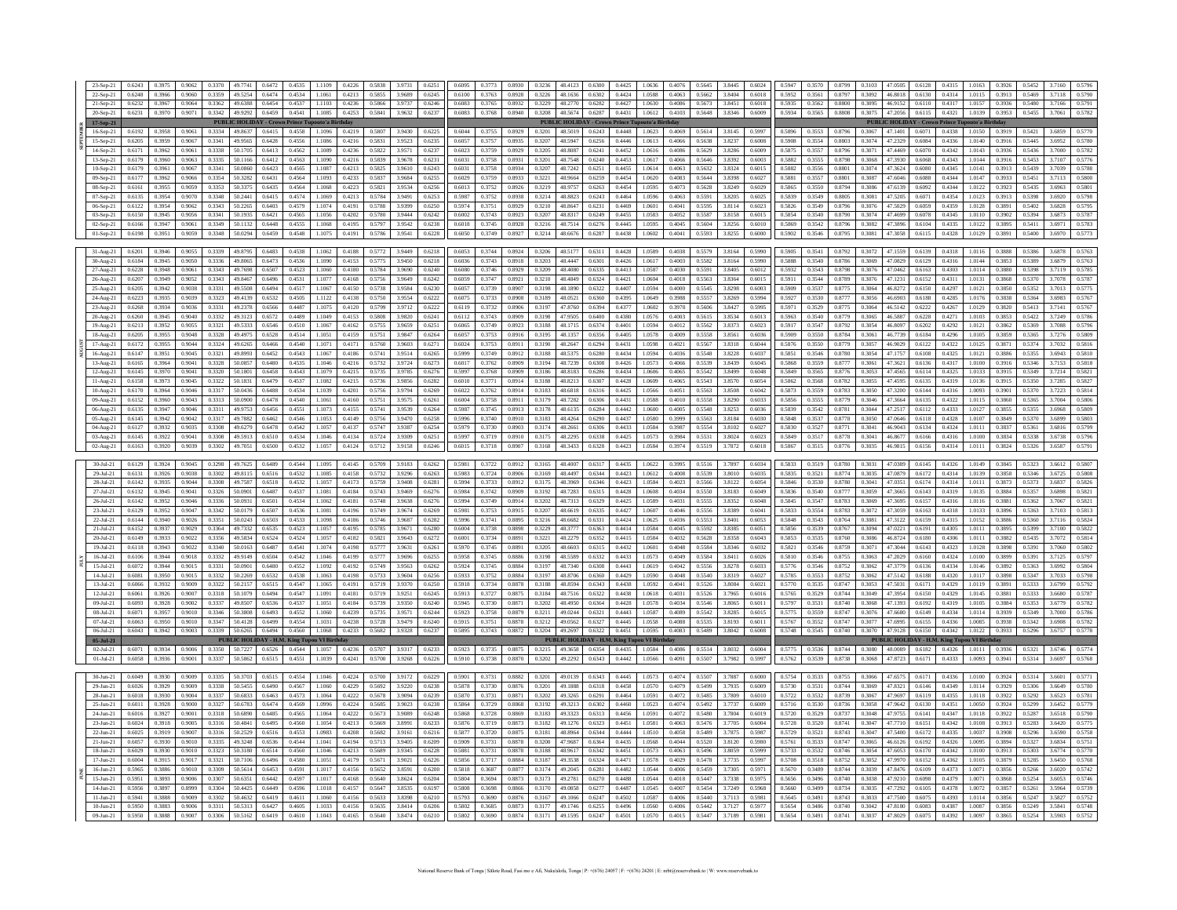| | Date | | | | | | | | | | | | | | | | | | | | | | | | | | | | | | | | | | | | |
|---|---|---|---|---|---|---|---|---|---|---|---|---|---|---|---|---|---|---|---|---|---|---|---|---|---|---|---|---|---|---|---|---|---|---|---|---|---|
| SEPTEMBER | 23-Sep-21 | 0.6243 | 0.3975 | 0.9062 | 0.3370 | 49.7741 | 0.6472 | 0.4535 | 1.1109 | 0.4226 | 0.5838 | 3.9731 | 0.6251 | 0.6095 | 0.3773 | 0.8930 | 0.3236 | 48.4123 | 0.6300 | 0.4425 | 1.0636 | 0.4076 | 0.5645 | 3.8445 | 0.6024 | 0.5947 | 0.3570 | 0.8799 | 0.3103 | 47.0505 | 0.6128 | 0.4315 | 1.0163 | 0.3926 | 0.5452 | 3.7160 | 0.5796 |
| | 22-Sep-21 | 0.6248 | 0.3966 | 0.9060 | 0.3359 | 49.5254 | 0.6474 | 0.4534 | 1.1061 | 0.4213 | 0.5855 | 3.9689 | 0.6245 | 0.6100 | 0.3763 | 0.8928 | 0.3226 | 48.1636 | 0.6302 | 0.4424 | 1.0588 | 0.4063 | 0.5662 | 3.8404 | 0.6018 | 0.5952 | 0.3561 | 0.8797 | 0.3092 | 46.8018 | 0.6130 | 0.4314 | 1.0115 | 0.3913 | 0.5469 | 3.7118 | 0.5790 |
| | 21-Sep-21 | 0.6232 | 0.3967 | 0.9064 | 0.3362 | 49.6388 | 0.6454 | 0.4537 | 1.1103 | 0.4236 | 0.5866 | 3.9737 | 0.6246 | 0.6083 | 0.3765 | 0.8932 | 0.3229 | 48.2770 | 0.6282 | 0.4427 | 1.0630 | 0.4086 | 0.5673 | 3.8451 | 0.6018 | 0.5935 | 0.3562 | 0.8800 | 0.3095 | 46.9152 | 0.6110 | 0.4317 | 1.0157 | 0.3936 | 0.5480 | 3.7166 | 0.5791 |
| | 20-Sep-21 | 0.6231 | 0.3970 | 0.9071 | 0.3342 | 49.9292 | 0.6459 | 0.4541 | 1.1085 | 0.4253 | 0.5841 | 3.9632 | 0.6237 | 0.6083 | 0.3768 | 0.8940 | 0.3208 | 48.5674 | 0.6287 | 0.4431 | 1.0612 | 0.4103 | 0.5648 | 3.8346 | 0.6009 | 0.5934 | 0.3565 | 0.8808 | 0.3075 | 47.2056 | 0.6115 | 0.4321 | 1.0139 | 0.3953 | 0.5455 | 3.7061 | 0.5782 |
| | 17-Sep-21 | PUBLIC HOLIDAY - Crown Prince Tupouto'a Birthday | | | | | | | | | | | | PUBLIC HOLIDAY - Crown Prince Tupouto'a Birthday | | | | | | | | | | | | PUBLIC HOLIDAY - Crown Prince Tupouto'a Birthday | | | | | | | | | | | |
| | 16-Sep-21 | 0.6192 | 0.3958 | 0.9061 | 0.3334 | 49.8637 | 0.6415 | 0.4558 | 1.1096 | 0.4219 | 0.5807 | 3.9430 | 0.6225 | 0.6044 | 0.3755 | 0.8929 | 0.3201 | 48.5019 | 0.6243 | 0.4448 | 1.0623 | 0.4069 | 0.5614 | 3.8145 | 0.5997 | 0.5896 | 0.3553 | 0.8796 | 0.3067 | 47.1401 | 0.6071 | 0.4338 | 1.0150 | 0.3919 | 0.5421 | 3.6859 | 0.5770 |
| | 15-Sep-21 | 0.6205 | 0.3959 | 0.9067 | 0.3341 | 49.9565 | 0.6428 | 0.4556 | 1.1086 | 0.4216 | 0.5831 | 3.9521 | 0.6235 | 0.6057 | 0.3757 | 0.8935 | 0.3207 | 48.5947 | 0.6256 | 0.4446 | 1.0613 | 0.4066 | 0.5638 | 3.8237 | 0.6008 | 0.5908 | 0.3554 | 0.8803 | 0.3074 | 47.2329 | 0.6084 | 0.4336 | 1.0140 | 0.3916 | 0.5445 | 3.6952 | 0.5780 |
| | 14-Sep-21 | 0.6171 | 0.3962 | 0.9061 | 0.3338 | 50.1705 | 0.6413 | 0.4562 | 1.1089 | 0.4236 | 0.5822 | 3.9571 | 0.6237 | 0.6023 | 0.3759 | 0.8929 | 0.3205 | 48.8087 | 0.6241 | 0.4452 | 1.0616 | 0.4086 | 0.5629 | 3.8286 | 0.6009 | 0.5875 | 0.3557 | 0.8796 | 0.3071 | 47.4469 | 0.6070 | 0.4342 | 1.0143 | 0.3936 | 0.5436 | 3.7000 | 0.5782 |
| | 13-Sep-21 | 0.6179 | 0.3960 | 0.9063 | 0.3335 | 50.1166 | 0.6412 | 0.4563 | 1.1090 | 0.4216 | 0.5839 | 3.9678 | 0.6231 | 0.6031 | 0.3758 | 0.8931 | 0.3201 | 48.7548 | 0.6240 | 0.4453 | 1.0617 | 0.4066 | 0.5646 | 3.8392 | 0.6003 | 0.5882 | 0.3555 | 0.8798 | 0.3068 | 47.3930 | 0.6068 | 0.4343 | 1.0144 | 0.3916 | 0.5453 | 3.7107 | 0.5776 |
| | 10-Sep-21 | 0.6179 | 0.3961 | 0.9067 | 0.3341 | 50.0860 | 0.6423 | 0.4565 | 1.1087 | 0.4213 | 0.5825 | 3.9610 | 0.6243 | 0.6031 | 0.3758 | 0.8934 | 0.3207 | 48.7242 | 0.6251 | 0.4455 | 1.0614 | 0.4063 | 0.5632 | 3.8324 | 0.6015 | 0.5882 | 0.3556 | 0.8801 | 0.3074 | 47.3624 | 0.6080 | 0.4345 | 1.0141 | 0.3913 | 0.5439 | 3.7039 | 0.5788 |
| | 09-Sep-21 | 0.6177 | 0.3962 | 0.9066 | 0.3354 | 50.3282 | 0.6431 | 0.4564 | 1.1093 | 0.4233 | 0.5837 | 3.9684 | 0.6255 | 0.6029 | 0.3759 | 0.8933 | 0.3221 | 48.9664 | 0.6259 | 0.4454 | 1.0620 | 0.4083 | 0.5644 | 3.8398 | 0.6027 | 0.5881 | 0.3557 | 0.8801 | 0.3087 | 47.6046 | 0.6088 | 0.4344 | 1.0147 | 0.3933 | 0.5451 | 3.7113 | 0.5800 |
| | 08-Sep-21 | 0.6161 | 0.3955 | 0.9059 | 0.3353 | 50.3375 | 0.6435 | 0.4564 | 1.1068 | 0.4223 | 0.5821 | 3.9534 | 0.6256 | 0.6013 | 0.3752 | 0.8926 | 0.3219 | 48.9757 | 0.6263 | 0.4454 | 1.0595 | 0.4073 | 0.5628 | 3.8249 | 0.6029 | 0.5865 | 0.3550 | 0.8794 | 0.3086 | 47.6139 | 0.6092 | 0.4344 | 1.0122 | 0.3923 | 0.5435 | 3.6963 | 0.5801 |
| | 07-Sep-21 | 0.6135 | 0.3954 | 0.9070 | 0.3348 | 50.2441 | 0.6415 | 0.4574 | 1.1069 | 0.4213 | 0.5784 | 3.9491 | 0.6253 | 0.5987 | 0.3752 | 0.8938 | 0.3214 | 48.8823 | 0.6243 | 0.4464 | 1.0596 | 0.4063 | 0.5591 | 3.8205 | 0.6025 | 0.5839 | 0.3549 | 0.8805 | 0.3081 | 47.5205 | 0.6071 | 0.4354 | 1.0123 | 0.3913 | 0.5398 | 3.6920 | 0.5798 |
| | 06-Sep-21 | 0.6122 | 0.3954 | 0.9062 | 0.3343 | 50.2265 | 0.6403 | 0.4579 | 1.1074 | 0.4191 | 0.5788 | 3.9399 | 0.6250 | 0.5974 | 0.3751 | 0.8929 | 0.3210 | 48.8647 | 0.6231 | 0.4469 | 1.0601 | 0.4041 | 0.5595 | 3.8114 | 0.6023 | 0.5826 | 0.3549 | 0.8796 | 0.3076 | 47.5029 | 0.6059 | 0.4359 | 1.0128 | 0.3891 | 0.5402 | 3.6828 | 0.5795 |
| | 03-Sep-21 | 0.6150 | 0.3945 | 0.9056 | 0.3341 | 50.1935 | 0.6421 | 0.4565 | 1.1056 | 0.4202 | 0.5780 | 3.9444 | 0.6242 | 0.6002 | 0.3743 | 0.8923 | 0.3207 | 48.8317 | 0.6249 | 0.4455 | 1.0583 | 0.4052 | 0.5587 | 3.8158 | 0.6015 | 0.5854 | 0.3540 | 0.8790 | 0.3074 | 47.4699 | 0.6078 | 0.4345 | 1.0110 | 0.3902 | 0.5394 | 3.6873 | 0.5787 |
| | 02-Sep-21 | 0.6166 | 0.3947 | 0.9061 | 0.3349 | 50.1132 | 0.6448 | 0.4555 | 1.1068 | 0.4195 | 0.5797 | 3.9542 | 0.6238 | 0.6018 | 0.3745 | 0.8928 | 0.3216 | 48.7514 | 0.6276 | 0.4445 | 1.0595 | 0.4045 | 0.5604 | 3.8256 | 0.6010 | 0.5869 | 0.3542 | 0.8796 | 0.3082 | 47.3896 | 0.6104 | 0.4335 | 1.0122 | 0.3895 | 0.5411 | 3.6971 | 0.5783 |
| | 01-Sep-21 | 0.6198 | 0.3951 | 0.9059 | 0.3348 | 50.0294 | 0.6459 | 0.4548 | 1.1075 | 0.4191 | 0.5786 | 3.9541 | 0.6228 | 0.6050 | 0.3749 | 0.8927 | 0.3214 | 48.6676 | 0.6287 | 0.4438 | 1.0602 | 0.4041 | 0.5593 | 3.8255 | 0.6000 | 0.5902 | 0.3546 | 0.8795 | 0.3081 | 47.3058 | 0.6115 | 0.4328 | 1.0129 | 0.3891 | 0.5400 | 3.6970 | 0.5773 |
| AUGUST | 31-Aug-21 | 0.6201 | 0.3946 | 0.9055 | 0.3339 | 49.8795 | 0.6483 | 0.4538 | 1.1062 | 0.4188 | 0.5772 | 3.9449 | 0.6218 | 0.6053 | 0.3744 | 0.8924 | 0.3206 | 48.5177 | 0.6311 | 0.4428 | 1.0589 | 0.4038 | 0.5579 | 3.8164 | 0.5990 | 0.5905 | 0.3541 | 0.8792 | 0.3072 | 47.1559 | 0.6139 | 0.4318 | 1.0116 | 0.3888 | 0.5386 | 3.6878 | 0.5763 |
| | 30-Aug-21 | 0.6184 | 0.3945 | 0.9050 | 0.3336 | 49.8065 | 0.6473 | 0.4536 | 1.1090 | 0.4153 | 0.5775 | 3.9450 | 0.6218 | 0.6036 | 0.3743 | 0.8918 | 0.3203 | 48.4447 | 0.6301 | 0.4426 | 1.0617 | 0.4003 | 0.5582 | 3.8164 | 0.5990 | 0.5888 | 0.3540 | 0.8786 | 0.3069 | 47.0829 | 0.6129 | 0.4316 | 1.0144 | 0.3853 | 0.5389 | 3.6879 | 0.5763 |
| | 27-Aug-21 | 0.6228 | 0.3948 | 0.9061 | 0.3343 | 49.7698 | 0.6507 | 0.4523 | 1.1060 | 0.4180 | 0.5784 | 3.9690 | 0.6240 | 0.6080 | 0.3746 | 0.8929 | 0.3209 | 48.4080 | 0.6335 | 0.4413 | 1.0587 | 0.4030 | 0.5591 | 3.8405 | 0.6012 | 0.5932 | 0.3543 | 0.8798 | 0.3076 | 47.0462 | 0.6163 | 0.4303 | 1.0114 | 0.3880 | 0.5398 | 3.7119 | 0.5785 |
| | 26-Aug-21 | 0.6207 | 0.3949 | 0.9052 | 0.3343 | 49.8467 | 0.6496 | 0.4531 | 1.1077 | 0.4168 | 0.5756 | 3.9649 | 0.6242 | 0.6059 | 0.3747 | 0.8921 | 0.3210 | 48.4849 | 0.6324 | 0.4421 | 1.0604 | 0.4018 | 0.5563 | 3.8364 | 0.6015 | 0.5911 | 0.3544 | 0.8789 | 0.3076 | 47.1231 | 0.6152 | 0.4311 | 1.0131 | 0.3868 | 0.5370 | 3.7078 | 0.5787 |
| | 25-Aug-21 | 0.6205 | 0.3942 | 0.9038 | 0.3331 | 49.5508 | 0.6494 | 0.4517 | 1.1067 | 0.4150 | 0.5738 | 3.9584 | 0.6230 | 0.6057 | 0.3739 | 0.8907 | 0.3198 | 48.1890 | 0.6322 | 0.4407 | 1.0594 | 0.4000 | 0.5545 | 3.8298 | 0.6003 | 0.5909 | 0.3537 | 0.8775 | 0.3064 | 46.8272 | 0.6150 | 0.4297 | 1.0121 | 0.3850 | 0.5352 | 3.7013 | 0.5775 |
| | 24-Aug-21 | 0.6223 | 0.3935 | 0.9039 | 0.3323 | 49.4139 | 0.6532 | 0.4505 | 1.1122 | 0.4138 | 0.5750 | 3.9554 | 0.6222 | 0.6075 | 0.3733 | 0.8908 | 0.3189 | 48.0521 | 0.6360 | 0.4395 | 1.0649 | 0.3988 | 0.5557 | 3.8269 | 0.5994 | 0.5927 | 0.3530 | 0.8777 | 0.3056 | 46.6903 | 0.6188 | 0.4285 | 1.0176 | 0.3838 | 0.5364 | 3.6983 | 0.5767 |
| | 23-Aug-21 | 0.6268 | 0.3934 | 0.9036 | 0.3331 | 49.2378 | 0.6566 | 0.4487 | 1.1075 | 0.4120 | 0.5799 | 3.9712 | 0.6222 | 0.6119 | 0.3732 | 0.8906 | 0.3197 | 47.8760 | 0.6394 | 0.4377 | 1.0602 | 0.3970 | 0.5606 | 3.8427 | 0.5995 | 0.5971 | 0.3529 | 0.8775 | 0.3064 | 46.5142 | 0.6222 | 0.4267 | 1.0129 | 0.3820 | 0.5413 | 3.7141 | 0.5767 |
| | 20-Aug-21 | 0.6260 | 0.3945 | 0.9040 | 0.3332 | 49.3123 | 0.6572 | 0.4489 | 1.1049 | 0.4153 | 0.5808 | 3.9820 | 0.6241 | 0.6112 | 0.3743 | 0.8909 | 0.3198 | 47.9505 | 0.6400 | 0.4380 | 1.0576 | 0.4003 | 0.5615 | 3.8534 | 0.6013 | 0.5963 | 0.3540 | 0.8779 | 0.3065 | 46.5887 | 0.6228 | 0.4271 | 1.0103 | 0.3853 | 0.5422 | 3.7249 | 0.5786 |
| | 19-Aug-21 | 0.6213 | 0.3952 | 0.9055 | 0.3321 | 49.5333 | 0.6546 | 0.4510 | 1.1067 | 0.4162 | 0.5755 | 3.9659 | 0.6251 | 0.6065 | 0.3749 | 0.8923 | 0.3188 | 48.1715 | 0.6374 | 0.4401 | 1.0594 | 0.4012 | 0.5562 | 3.8373 | 0.6023 | 0.5917 | 0.3547 | 0.8792 | 0.3054 | 46.8097 | 0.6202 | 0.4292 | 1.0121 | 0.3862 | 0.5369 | 3.7088 | 0.5796 |
| | 18-Aug-21 | 0.6205 | 0.3955 | 0.9048 | 0.3328 | 49.4975 | 0.6528 | 0.4514 | 1.1051 | 0.4159 | 0.5751 | 3.9847 | 0.6264 | 0.6057 | 0.3753 | 0.8916 | 0.3195 | 48.1357 | 0.6356 | 0.4405 | 1.0578 | 0.4009 | 0.5558 | 3.8561 | 0.6036 | 0.5909 | 0.3550 | 0.8784 | 0.3061 | 46.7739 | 0.6184 | 0.4296 | 1.0105 | 0.3859 | 0.5365 | 3.7276 | 0.5809 |
| | 17-Aug-21 | 0.6172 | 0.3955 | 0.9044 | 0.3324 | 49.6265 | 0.6466 | 0.4540 | 1.1071 | 0.4171 | 0.5760 | 3.9603 | 0.6271 | 0.6024 | 0.3753 | 0.8911 | 0.3190 | 48.2647 | 0.6294 | 0.4431 | 1.0598 | 0.4021 | 0.5567 | 3.8318 | 0.6044 | 0.5876 | 0.3550 | 0.8779 | 0.3057 | 46.9029 | 0.6122 | 0.4322 | 1.0125 | 0.3871 | 0.5374 | 3.7032 | 0.5816 |
| | 16-Aug-21 | 0.6147 | 0.3951 | 0.9045 | 0.3321 | 49.8993 | 0.6452 | 0.4543 | 1.1067 | 0.4186 | 0.5741 | 3.9514 | 0.6265 | 0.5999 | 0.3749 | 0.8912 | 0.3188 | 48.5375 | 0.6280 | 0.4434 | 1.0594 | 0.4036 | 0.5548 | 3.8228 | 0.6037 | 0.5851 | 0.3546 | 0.8780 | 0.3054 | 47.1757 | 0.6108 | 0.4325 | 1.0121 | 0.3886 | 0.5355 | 3.6943 | 0.5810 |
| | 13-Aug-21 | 0.6165 | 0.3964 | 0.9041 | 0.3328 | 50.0857 | 0.6480 | 0.4535 | 1.1046 | 0.4216 | 0.5732 | 3.9724 | 0.6273 | 0.6017 | 0.3762 | 0.8909 | 0.3194 | 48.7239 | 0.6308 | 0.4426 | 1.0573 | 0.4066 | 0.5539 | 3.8439 | 0.6045 | 0.5868 | 0.3559 | 0.8777 | 0.3061 | 47.3621 | 0.6136 | 0.4317 | 1.0100 | 0.3916 | 0.5346 | 3.7153 | 0.5818 |
| | 12-Aug-21 | 0.6145 | 0.3970 | 0.9041 | 0.3320 | 50.1801 | 0.6458 | 0.4543 | 1.1079 | 0.4215 | 0.5735 | 3.9785 | 0.6276 | 0.5997 | 0.3768 | 0.8909 | 0.3186 | 48.8183 | 0.6286 | 0.4434 | 1.0606 | 0.4065 | 0.5542 | 3.8499 | 0.6048 | 0.5849 | 0.3565 | 0.8776 | 0.3053 | 47.4565 | 0.6114 | 0.4325 | 1.0133 | 0.3915 | 0.5349 | 3.7214 | 0.5821 |
| | 11-Aug-21 | 0.6158 | 0.3973 | 0.9045 | 0.3322 | 50.1831 | 0.6479 | 0.4537 | 1.1082 | 0.4215 | 0.5736 | 3.9856 | 0.6282 | 0.6010 | 0.3771 | 0.8914 | 0.3188 | 48.8213 | 0.6307 | 0.4428 | 1.0609 | 0.4065 | 0.5543 | 3.8570 | 0.6054 | 0.5862 | 0.3568 | 0.8782 | 0.3055 | 47.4595 | 0.6135 | 0.4319 | 1.0136 | 0.3915 | 0.5350 | 3.7285 | 0.5827 |
| | 10-Aug-21 | 0.6170 | 0.3964 | 0.9046 | 0.3317 | 50.0436 | 0.6488 | 0.4534 | 1.1039 | 0.4201 | 0.5756 | 3.9794 | 0.6269 | 0.6022 | 0.3762 | 0.8914 | 0.3183 | 48.6818 | 0.6316 | 0.4425 | 1.0566 | 0.4051 | 0.5563 | 3.8508 | 0.6042 | 0.5873 | 0.3559 | 0.8783 | 0.3050 | 47.3200 | 0.6144 | 0.4316 | 1.0093 | 0.3901 | 0.5370 | 3.7223 | 0.5814 |
| | 09-Aug-21 | 0.6152 | 0.3960 | 0.9043 | 0.3313 | 50.0900 | 0.6478 | 0.4540 | 1.1061 | 0.4160 | 0.5751 | 3.9575 | 0.6261 | 0.6004 | 0.3758 | 0.8911 | 0.3179 | 48.7282 | 0.6306 | 0.4431 | 1.0588 | 0.4010 | 0.5558 | 3.8290 | 0.6033 | 0.5856 | 0.3555 | 0.8779 | 0.3046 | 47.3664 | 0.6134 | 0.4322 | 1.0115 | 0.3860 | 0.5365 | 3.7004 | 0.5806 |
| | 06-Aug-21 | 0.6135 | 0.3947 | 0.9046 | 0.3311 | 49.9753 | 0.6456 | 0.4551 | 1.1073 | 0.4155 | 0.5741 | 3.9539 | 0.6264 | 0.5987 | 0.3745 | 0.8913 | 0.3178 | 48.6135 | 0.6284 | 0.4442 | 1.0600 | 0.4005 | 0.5548 | 3.8253 | 0.6036 | 0.5839 | 0.3542 | 0.8781 | 0.3044 | 47.2517 | 0.6112 | 0.4333 | 1.0127 | 0.3855 | 0.5355 | 3.6968 | 0.5809 |
| | 05-Aug-21 | 0.6145 | 0.3942 | 0.9042 | 0.3317 | 49.7882 | 0.6462 | 0.4546 | 1.1053 | 0.4149 | 0.5756 | 3.9470 | 0.6258 | 0.5996 | 0.3740 | 0.8910 | 0.3183 | 48.4264 | 0.6290 | 0.4437 | 1.0580 | 0.3999 | 0.5563 | 3.8184 | 0.6030 | 0.5848 | 0.3537 | 0.8778 | 0.3050 | 47.0646 | 0.6118 | 0.4328 | 1.0107 | 0.3849 | 0.5370 | 3.6899 | 0.5803 |
| | 04-Aug-21 | 0.6127 | 0.3932 | 0.9035 | 0.3308 | 49.6279 | 0.6478 | 0.4542 | 1.1057 | 0.4137 | 0.5747 | 3.9387 | 0.6254 | 0.5979 | 0.3730 | 0.8903 | 0.3174 | 48.2661 | 0.6306 | 0.4433 | 1.0584 | 0.3987 | 0.5554 | 3.8102 | 0.6027 | 0.5830 | 0.3527 | 0.8771 | 0.3041 | 46.9043 | 0.6134 | 0.4324 | 1.0111 | 0.3837 | 0.5361 | 3.6816 | 0.5799 |
| | 03-Aug-21 | 0.6145 | 0.3922 | 0.9041 | 0.3308 | 49.5913 | 0.6510 | 0.4534 | 1.1046 | 0.4134 | 0.5724 | 3.9309 | 0.6251 | 0.5997 | 0.3719 | 0.8910 | 0.3175 | 48.2295 | 0.6338 | 0.4425 | 1.0573 | 0.3984 | 0.5531 | 3.8024 | 0.6023 | 0.5849 | 0.3517 | 0.8778 | 0.3041 | 46.8677 | 0.6166 | 0.4316 | 1.0100 | 0.3834 | 0.5338 | 3.6738 | 0.5796 |
| | 02-Aug-21 | 0.6163 | 0.3920 | 0.9039 | 0.3302 | 49.7051 | 0.6500 | 0.4532 | 1.1057 | 0.4124 | 0.5712 | 3.9158 | 0.6246 | 0.6015 | 0.3718 | 0.8907 | 0.3168 | 48.3433 | 0.6328 | 0.4423 | 1.0584 | 0.3974 | 0.5519 | 3.7872 | 0.6018 | 0.5867 | 0.3515 | 0.8776 | 0.3035 | 46.9815 | 0.6156 | 0.4314 | 1.0111 | 0.3824 | 0.5326 | 3.6587 | 0.5791 |
| JULY | 30-Jul-21 | 0.6129 | 0.3924 | 0.9045 | 0.3298 | 49.7625 | 0.6489 | 0.4544 | 1.1095 | 0.4145 | 0.5709 | 3.9183 | 0.6262 | 0.5981 | 0.3722 | 0.8912 | 0.3165 | 48.4007 | 0.6317 | 0.4435 | 1.0622 | 0.3995 | 0.5516 | 3.7897 | 0.6034 | 0.5833 | 0.3519 | 0.8780 | 0.3031 | 47.0389 | 0.6145 | 0.4326 | 1.0149 | 0.3845 | 0.5323 | 3.6612 | 0.5807 |
| | 29-Jul-21 | 0.6131 | 0.3926 | 0.9038 | 0.3302 | 49.8115 | 0.6516 | 0.4532 | 1.1085 | 0.4158 | 0.5732 | 3.9296 | 0.6263 | 0.5983 | 0.3724 | 0.8906 | 0.3169 | 48.4497 | 0.6344 | 0.4423 | 1.0612 | 0.4008 | 0.5539 | 3.8010 | 0.6035 | 0.5835 | 0.3521 | 0.8774 | 0.3035 | 47.0879 | 0.6172 | 0.4314 | 1.0139 | 0.3858 | 0.5346 | 3.6725 | 0.5808 |
| | 28-Jul-21 | 0.6142 | 0.3935 | 0.9044 | 0.3308 | 49.7587 | 0.6518 | 0.4532 | 1.1057 | 0.4173 | 0.5759 | 3.9408 | 0.6281 | 0.5994 | 0.3733 | 0.8912 | 0.3175 | 48.3969 | 0.6346 | 0.4423 | 1.0584 | 0.4023 | 0.5566 | 3.8122 | 0.6054 | 0.5846 | 0.3530 | 0.8780 | 0.3041 | 47.0351 | 0.6174 | 0.4314 | 1.0111 | 0.3873 | 0.5373 | 3.6837 | 0.5826 |
| | 27-Jul-21 | 0.6132 | 0.3945 | 0.9041 | 0.3326 | 50.0901 | 0.6487 | 0.4537 | 1.1081 | 0.4184 | 0.5743 | 3.9469 | 0.6276 | 0.5984 | 0.3742 | 0.8909 | 0.3192 | 48.7283 | 0.6315 | 0.4428 | 1.0608 | 0.4034 | 0.5550 | 3.8183 | 0.6049 | 0.5836 | 0.3540 | 0.8777 | 0.3059 | 47.3665 | 0.6143 | 0.4319 | 1.0135 | 0.3884 | 0.5357 | 3.6898 | 0.5821 |
| | 26-Jul-21 | 0.6142 | 0.3952 | 0.9046 | 0.3336 | 50.0931 | 0.6501 | 0.4534 | 1.1062 | 0.4181 | 0.5748 | 3.9638 | 0.6276 | 0.5994 | 0.3749 | 0.8914 | 0.3202 | 48.7313 | 0.6329 | 0.4425 | 1.0589 | 0.4031 | 0.5555 | 3.8352 | 0.6048 | 0.5845 | 0.3547 | 0.8783 | 0.3069 | 47.3695 | 0.6157 | 0.4316 | 1.0116 | 0.3881 | 0.5362 | 3.7067 | 0.5821 |
| | 23-Jul-21 | 0.6129 | 0.3952 | 0.9047 | 0.3352 | 50.0179 | 0.6507 | 0.4536 | 1.1081 | 0.4196 | 0.5749 | 3.9674 | 0.6269 | 0.5981 | 0.3750 | 0.8915 | 0.3207 | 48.6619 | 0.6335 | 0.4427 | 1.0607 | 0.4046 | 0.5556 | 3.8389 | 0.6041 | 0.5833 | 0.3554 | 0.8783 | 0.3072 | 47.3059 | 0.6163 | 0.4318 | 1.0133 | 0.3896 | 0.5363 | 3.7103 | 0.5813 |
| | 22-Jul-21 | 0.6144 | 0.3940 | 0.9026 | 0.3351 | 50.0243 | 0.6503 | 0.4533 | 1.1098 | 0.4186 | 0.5746 | 3.9687 | 0.6282 | 0.5996 | 0.3741 | 0.8895 | 0.3216 | 48.6682 | 0.6331 | 0.4424 | 1.0625 | 0.4036 | 0.5553 | 3.8401 | 0.6053 | 0.5848 | 0.3543 | 0.8764 | 0.3081 | 47.3122 | 0.6159 | 0.4315 | 1.0152 | 0.3886 | 0.5360 | 3.7116 | 0.5824 |
| | 21-Jul-21 | 0.6152 | 0.3937 | 0.9029 | 0.3364 | 49.7332 | 0.6535 | 0.4523 | 1.1057 | 0.4195 | 0.5785 | 3.9671 | 0.6280 | 0.6004 | 0.3738 | 0.8898 | 0.3229 | 48.3777 | 0.6363 | 0.4414 | 1.0584 | 0.4045 | 0.5592 | 3.8385 | 0.6051 | 0.5856 | 0.3539 | 0.8767 | 0.3094 | 47.0221 | 0.6191 | 0.4305 | 1.0111 | 0.3895 | 0.5399 | 3.7100 | 0.5822 |
| | 20-Jul-21 | 0.6149 | 0.3933 | 0.9022 | 0.3356 | 49.5834 | 0.6524 | 0.4524 | 1.1057 | 0.4182 | 0.5821 | 3.9643 | 0.6272 | 0.6001 | 0.3734 | 0.8891 | 0.3221 | 48.2279 | 0.6352 | 0.4415 | 1.0584 | 0.4032 | 0.5628 | 3.8358 | 0.6043 | 0.5853 | 0.3535 | 0.8760 | 0.3086 | 46.8724 | 0.6180 | 0.4306 | 1.0111 | 0.3882 | 0.5435 | 3.7072 | 0.5814 |
| | 19-Jul-21 | 0.6118 | 0.3943 | 0.9022 | 0.3340 | 50.0163 | 0.6487 | 0.4541 | 1.1074 | 0.4198 | 0.5777 | 3.9631 | 0.6261 | 0.5970 | 0.3745 | 0.8891 | 0.3205 | 48.6603 | 0.6315 | 0.4432 | 1.0601 | 0.4048 | 0.5584 | 3.8346 | 0.6032 | 0.5821 | 0.3546 | 0.8759 | 0.3071 | 47.3044 | 0.6143 | 0.4323 | 1.0128 | 0.3898 | 0.5391 | 3.7060 | 0.5802 |
| | 16-Jul-21 | 0.6106 | 0.3944 | 0.9017 | 0.3332 | 49.9149 | 0.6504 | 0.4542 | 1.1046 | 0.4199 | 0.5777 | 3.9696 | 0.6255 | 0.5958 | 0.3745 | 0.8886 | 0.3198 | 48.5589 | 0.6332 | 0.4433 | 1.0573 | 0.4049 | 0.5584 | 3.8411 | 0.6026 | 0.5810 | 0.3546 | 0.8755 | 0.3063 | 47.2029 | 0.6160 | 0.4324 | 1.0100 | 0.3899 | 0.5391 | 3.7125 | 0.5797 |
| | 15-Jul-21 | 0.6072 | 0.3944 | 0.9015 | 0.3331 | 50.0901 | 0.6480 | 0.4552 | 1.1092 | 0.4192 | 0.5749 | 3.9563 | 0.6262 | 0.5924 | 0.3745 | 0.8884 | 0.3197 | 48.7340 | 0.6308 | 0.4443 | 1.0619 | 0.4042 | 0.5556 | 3.8278 | 0.6033 | 0.5776 | 0.3546 | 0.8752 | 0.3062 | 47.3779 | 0.6136 | 0.4334 | 1.0146 | 0.3892 | 0.5363 | 3.6992 | 0.5804 |
| | 14-Jul-21 | 0.6081 | 0.3950 | 0.9015 | 0.3332 | 50.2269 | 0.6532 | 0.4538 | 1.1063 | 0.4198 | 0.5733 | 3.9604 | 0.6256 | 0.5933 | 0.3752 | 0.8884 | 0.3197 | 48.8706 | 0.6360 | 0.4429 | 1.0590 | 0.4048 | 0.5540 | 3.8319 | 0.6027 | 0.5785 | 0.3553 | 0.8752 | 0.3062 | 47.5142 | 0.6188 | 0.4320 | 1.0117 | 0.3898 | 0.5347 | 3.7033 | 0.5798 |
| | 13-Jul-21 | 0.6066 | 0.3932 | 0.9009 | 0.3322 | 50.2157 | 0.6515 | 0.4547 | 1.1065 | 0.4191 | 0.5719 | 3.9370 | 0.6250 | 0.5918 | 0.3734 | 0.8878 | 0.3188 | 48.8594 | 0.6343 | 0.4438 | 1.0592 | 0.4041 | 0.5526 | 3.8084 | 0.6021 | 0.5770 | 0.3535 | 0.8747 | 0.3053 | 47.5031 | 0.6171 | 0.4329 | 1.0119 | 0.3891 | 0.5333 | 3.6799 | 0.5792 |
| | 12-Jul-21 | 0.6061 | 0.3926 | 0.9007 | 0.3318 | 50.1079 | 0.6494 | 0.4547 | 1.1091 | 0.4181 | 0.5719 | 3.9251 | 0.6245 | 0.5913 | 0.3727 | 0.8875 | 0.3184 | 48.7516 | 0.6322 | 0.4438 | 1.0618 | 0.4031 | 0.5526 | 3.7965 | 0.6016 | 0.5765 | 0.3529 | 0.8744 | 0.3049 | 47.3954 | 0.6150 | 0.4329 | 1.0145 | 0.3881 | 0.5333 | 3.6680 | 0.5787 |
| | 09-Jul-21 | 0.6093 | 0.3928 | 0.9002 | 0.3337 | 49.8507 | 0.6536 | 0.4537 | 1.1051 | 0.4184 | 0.5739 | 3.9350 | 0.6240 | 0.5945 | 0.3730 | 0.8871 | 0.3202 | 48.4950 | 0.6364 | 0.4428 | 1.0578 | 0.4034 | 0.5546 | 3.8065 | 0.6011 | 0.5797 | 0.3531 | 0.8740 | 0.3068 | 47.1393 | 0.6192 | 0.4319 | 1.0105 | 0.3884 | 0.5353 | 3.6779 | 0.5782 |
| | 08-Jul-21 | 0.6071 | 0.3957 | 0.9010 | 0.3346 | 50.3808 | 0.6493 | 0.4552 | 1.1060 | 0.4239 | 0.5735 | 3.9571 | 0.6244 | 0.5923 | 0.3758 | 0.8879 | 0.3211 | 49.0244 | 0.6321 | 0.4443 | 1.0587 | 0.4089 | 0.5542 | 3.8285 | 0.6015 | 0.5775 | 0.3559 | 0.8747 | 0.3076 | 47.6680 | 0.6149 | 0.4334 | 1.0114 | 0.3939 | 0.5349 | 3.7000 | 0.5786 |
| | 07-Jul-21 | 0.6063 | 0.3950 | 0.9010 | 0.3347 | 50.4128 | 0.6499 | 0.4554 | 1.1031 | 0.4238 | 0.5728 | 3.9479 | 0.6240 | 0.5915 | 0.3751 | 0.8878 | 0.3212 | 49.0562 | 0.6327 | 0.4445 | 1.0558 | 0.4088 | 0.5535 | 3.8193 | 0.6011 | 0.5767 | 0.3552 | 0.8747 | 0.3077 | 47.6995 | 0.6155 | 0.4336 | 1.0085 | 0.3938 | 0.5342 | 3.6908 | 0.5782 |
| | 06-Jul-21 | 0.6043 | 0.3942 | 0.9003 | 0.3339 | 50.2665 | 0.6494 | 0.4560 | 1.1068 | 0.4233 | 0.5682 | 3.9328 | 0.6237 | 0.5895 | 0.3743 | 0.8872 | 0.3204 | 49.2697 | 0.6322 | 0.4451 | 1.0595 | 0.4083 | 0.5489 | 3.8042 | 0.6008 | 0.5748 | 0.3545 | 0.8740 | 0.3070 | 47.9128 | 0.6150 | 0.4342 | 1.0122 | 0.3933 | 0.5296 | 3.6757 | 0.5778 |
| | 05-Jul-21 | PUBLIC HOLIDAY - H.M. King Tupou VI Birthday | | | | | | | | | | | | PUBLIC HOLIDAY - H.M. King Tupou VI Birthday | | | | | | | | | | | | PUBLIC HOLIDAY - H.M. King Tupou VI Birthday | | | | | | | | | | | |
| | 02-Jul-21 | 0.6071 | 0.3934 | 0.9006 | 0.3350 | 50.7227 | 0.6526 | 0.4544 | 1.1057 | 0.4236 | 0.5707 | 3.9317 | 0.6233 | 0.5923 | 0.3735 | 0.8875 | 0.3215 | 49.3658 | 0.6354 | 0.4435 | 1.0584 | 0.4086 | 0.5514 | 3.8032 | 0.6004 | 0.5775 | 0.3536 | 0.8744 | 0.3080 | 48.0089 | 0.6182 | 0.4326 | 1.0111 | 0.3936 | 0.5321 | 3.6746 | 0.5774 |
| | 01-Jul-21 | 0.6058 | 0.3936 | 0.9001 | 0.3337 | 50.5862 | 0.6515 | 0.4551 | 1.1039 | 0.4241 | 0.5700 | 3.9268 | 0.6226 | 0.5910 | 0.3738 | 0.8870 | 0.3202 | 49.2292 | 0.6343 | 0.4442 | 1.0566 | 0.4091 | 0.5507 | 3.7982 | 0.5997 | 0.5762 | 0.3539 | 0.8738 | 0.3068 | 47.8723 | 0.6171 | 0.4333 | 1.0093 | 0.3941 | 0.5314 | 3.6697 | 0.5768 |
| JUNE | 30-Jun-21 | 0.6049 | 0.3930 | 0.9009 | 0.3335 | 50.3703 | 0.6515 | 0.4554 | 1.1046 | 0.4224 | 0.5700 | 3.9172 | 0.6229 | 0.5901 | 0.3731 | 0.8882 | 0.3201 | 49.0139 | 0.6343 | 0.4445 | 1.0573 | 0.4074 | 0.5507 | 3.7887 | 0.6000 | 0.5754 | 0.3533 | 0.8755 | 0.3066 | 47.6575 | 0.6171 | 0.4336 | 1.0100 | 0.3924 | 0.5314 | 3.6601 | 0.5771 |
| | 29-Jun-21 | 0.6026 | 0.3929 | 0.9009 | 0.3338 | 50.5455 | 0.6490 | 0.4567 | 1.1060 | 0.4229 | 0.5692 | 3.9220 | 0.6238 | 0.5878 | 0.3730 | 0.8876 | 0.3201 | 49.1888 | 0.6318 | 0.4458 | 1.0570 | 0.4079 | 0.5499 | 3.7935 | 0.6009 | 0.5730 | 0.3531 | 0.8744 | 0.3069 | 47.8321 | 0.6146 | 0.4349 | 1.0114 | 0.3929 | 0.5306 | 3.6649 | 0.5780 |
| | 28-Jun-21 | 0.6018 | 0.3930 | 0.9004 | 0.3337 | 50.6833 | 0.6463 | 0.4573 | 1.1064 | 0.4222 | 0.5678 | 3.9094 | 0.6239 | 0.5870 | 0.3731 | 0.8871 | 0.3202 | 49.3265 | 0.6291 | 0.4464 | 1.0591 | 0.4072 | 0.5485 | 3.7809 | 0.6010 | 0.5722 | 0.3532 | 0.8739 | 0.3067 | 47.9697 | 0.6119 | 0.4355 | 1.0118 | 0.3922 | 0.5292 | 3.6523 | 0.5781 |
| | 25-Jun-21 | 0.6011 | 0.3928 | 0.9000 | 0.3327 | 50.6783 | 0.6474 | 0.4569 | 1.0996 | 0.4222 | 0.5685 | 3.9023 | 0.6238 | 0.5864 | 0.3729 | 0.8868 | 0.3192 | 49.3213 | 0.6302 | 0.4460 | 1.0523 | 0.4074 | 0.5492 | 3.7737 | 0.6009 | 0.5716 | 0.3530 | 0.8736 | 0.3058 | 47.9642 | 0.6130 | 0.4351 | 1.0050 | 0.3924 | 0.5299 | 3.6452 | 0.5779 |
| | 24-Jun-21 | 0.6016 | 0.3927 | 0.9001 | 0.3318 | 50.6890 | 0.6485 | 0.4565 | 1.1064 | 0.4222 | 0.5673 | 3.9089 | 0.6248 | 0.5868 | 0.3728 | 0.8869 | 0.3183 | 49.3323 | 0.6313 | 0.4456 | 1.0591 | 0.4072 | 0.5480 | 3.7804 | 0.6019 | 0.5720 | 0.3529 | 0.8737 | 0.3048 | 47.9755 | 0.6141 | 0.4347 | 1.0118 | 0.3922 | 0.5287 | 3.6518 | 0.5790 |
| | 23-Jun-21 | 0.6024 | 0.3918 | 0.9005 | 0.3316 | 50.4841 | 0.6495 | 0.4560 | 1.1054 | 0.4213 | 0.5669 | 3.8991 | 0.6233 | 0.5876 | 0.3719 | 0.8873 | 0.3182 | 49.1276 | 0.6323 | 0.4451 | 1.0581 | 0.4063 | 0.5476 | 3.7705 | 0.6004 | 0.5728 | 0.3520 | 0.8741 | 0.3047 | 47.7710 | 0.6151 | 0.4342 | 1.0108 | 0.3913 | 0.5283 | 3.6420 | 0.5775 |
| | 22-Jun-21 | 0.6025 | 0.3919 | 0.9007 | 0.3326 | 50.2529 | 0.6516 | 0.4553 | 1.0983 | 0.4208 | 0.5682 | 3.9161 | 0.6216 | 0.5877 | 0.3720 | 0.8875 | 0.3191 | 48.8964 | 0.6344 | 0.4444 | 1.0510 | 0.4058 | 0.5489 | 3.7875 | 0.5987 | 0.5729 | 0.3521 | 0.8743 | 0.3047 | 47.5400 | 0.6172 | 0.4335 | 1.0037 | 0.3908 | 0.5296 | 3.6590 | 0.5758 |
| | 21-Jun-21 | 0.6057 | 0.3930 | 0.9010 | 0.3335 | 49.3248 | 0.6536 | 0.4544 | 1.1041 | 0.4194 | 0.5713 | 3.9405 | 0.6209 | 0.5909 | 0.3731 | 0.8878 | 0.3200 | 47.9687 | 0.6364 | 0.4435 | 1.0568 | 0.4044 | 0.5520 | 3.8120 | 0.5980 | 0.5761 | 0.3533 | 0.8747 | 0.3065 | 46.6126 | 0.6192 | 0.4326 | 1.0095 | 0.3894 | 0.5327 | 3.6834 | 0.5751 |
| | 18-Jun-21 | 0.6029 | 0.3930 | 0.9010 | 0.3323 | 50.3180 | 0.6514 | 0.4560 | 1.1046 | 0.4213 | 0.5689 | 3.9345 | 0.6228 | 0.5881 | 0.3731 | 0.8878 | 0.3188 | 48.9617 | 0.6342 | 0.4451 | 1.0573 | 0.4063 | 0.5496 | 3.8059 | 0.5999 | 0.5733 | 0.3532 | 0.8746 | 0.3053 | 47.6053 | 0.6170 | 0.4342 | 1.0100 | 0.3913 | 0.5303 | 3.6774 | 0.5770 |
| | 17-Jun-21 | 0.6004 | 0.3915 | 0.9017 | 0.3321 | 50.7106 | 0.6496 | 0.4580 | 1.1051 | 0.4179 | 0.5671 | 3.9021 | 0.6226 | 0.5856 | 0.3717 | 0.8884 | 0.3187 | 49.3538 | 0.6324 | 0.4471 | 1.0578 | 0.4029 | 0.5478 | 3.7735 | 0.5997 | 0.5708 | 0.3518 | 0.8752 | 0.3052 | 47.9970 | 0.6152 | 0.4362 | 1.0105 | 0.3879 | 0.5285 | 3.6450 | 0.5768 |
| | 16-Jun-21 | 0.5965 | 0.3886 | 0.9010 | 0.3309 | 50.5614 | 0.6453 | 0.4591 | 1.1017 | 0.4156 | 0.5652 | 3.8591 | 0.6200 | 0.5818 | 0.3687 | 0.8877 | 0.3174 | 49.2045 | 0.6281 | 0.4482 | 1.0544 | 0.4006 | 0.5459 | 3.7305 | 0.5971 | 0.5670 | 0.3489 | 0.8744 | 0.3039 | 47.8476 | 0.6109 | 0.4373 | 1.0071 | 0.3856 | 0.5266 | 3.6020 | 0.5742 |
| | 15-Jun-21 | 0.5951 | 0.3893 | 0.9006 | 0.3307 | 50.6351 | 0.6442 | 0.4597 | 1.1017 | 0.4168 | 0.5640 | 3.8624 | 0.6204 | 0.5804 | 0.3694 | 0.8873 | 0.3173 | 49.2781 | 0.6270 | 0.4488 | 1.0544 | 0.4018 | 0.5447 | 3.7338 | 0.5975 | 0.5656 | 0.3496 | 0.8740 | 0.3038 | 47.9210 | 0.6098 | 0.4379 | 1.0071 | 0.3868 | 0.5254 | 3.6053 | 0.5746 |
| | 14-Jun-21 | 0.5956 | 0.3897 | 0.8999 | 0.3304 | 50.4425 | 0.6449 | 0.4596 | 1.1018 | 0.4157 | 0.5647 | 3.8535 | 0.6197 | 0.5808 | 0.3698 | 0.8866 | 0.3170 | 49.0858 | 0.6277 | 0.4487 | 1.0545 | 0.4007 | 0.5454 | 3.7249 | 0.5968 | 0.5660 | 0.3499 | 0.8734 | 0.3035 | 47.7292 | 0.6105 | 0.4378 | 1.0072 | 0.3857 | 0.5261 | 3.5964 | 0.5739 |
| | 11-Jun-21 | 0.5941 | 0.3888 | 0.9009 | 0.3302 | 50.4632 | 0.6419 | 0.4611 | 1.1060 | 0.4156 | 0.5633 | 3.8398 | 0.6210 | 0.5793 | 0.3690 | 0.8876 | 0.3167 | 49.1066 | 0.6247 | 0.4502 | 1.0587 | 0.4006 | 0.5440 | 3.7113 | 0.5981 | 0.5645 | 0.3491 | 0.8743 | 0.3033 | 47.7500 | 0.6075 | 0.4393 | 1.0114 | 0.3856 | 0.5247 | 3.5827 | 0.5752 |
| | 10-Jun-21 | 0.5950 | 0.3883 | 0.9006 | 0.3311 | 50.5313 | 0.6427 | 0.4605 | 1.1033 | 0.4156 | 0.5635 | 3.8414 | 0.6206 | 0.5802 | 0.3685 | 0.8873 | 0.3177 | 49.1746 | 0.6255 | 0.4496 | 1.0560 | 0.4006 | 0.5442 | 3.7127 | 0.5977 | 0.5654 | 0.3486 | 0.8740 | 0.3042 | 47.8180 | 0.6083 | 0.4387 | 1.0087 | 0.3856 | 0.5249 | 3.5841 | 0.5748 |
| | 09-Jun-21 | 0.5950 | 0.3888 | 0.9007 | 0.3306 | 50.5162 | 0.6419 | 0.4610 | 1.1043 | 0.4165 | 0.5640 | 3.8474 | 0.6210 | 0.5802 | 0.3690 | 0.8874 | 0.3171 | 49.1595 | 0.6247 | 0.4501 | 1.0570 | 0.4015 | 0.5447 | 3.7189 | 0.5981 | 0.5654 | 0.3491 | 0.8741 | 0.3037 | 47.8029 | 0.6075 | 0.4392 | 1.0097 | 0.3865 | 0.5254 | 3.5903 | 0.5752 |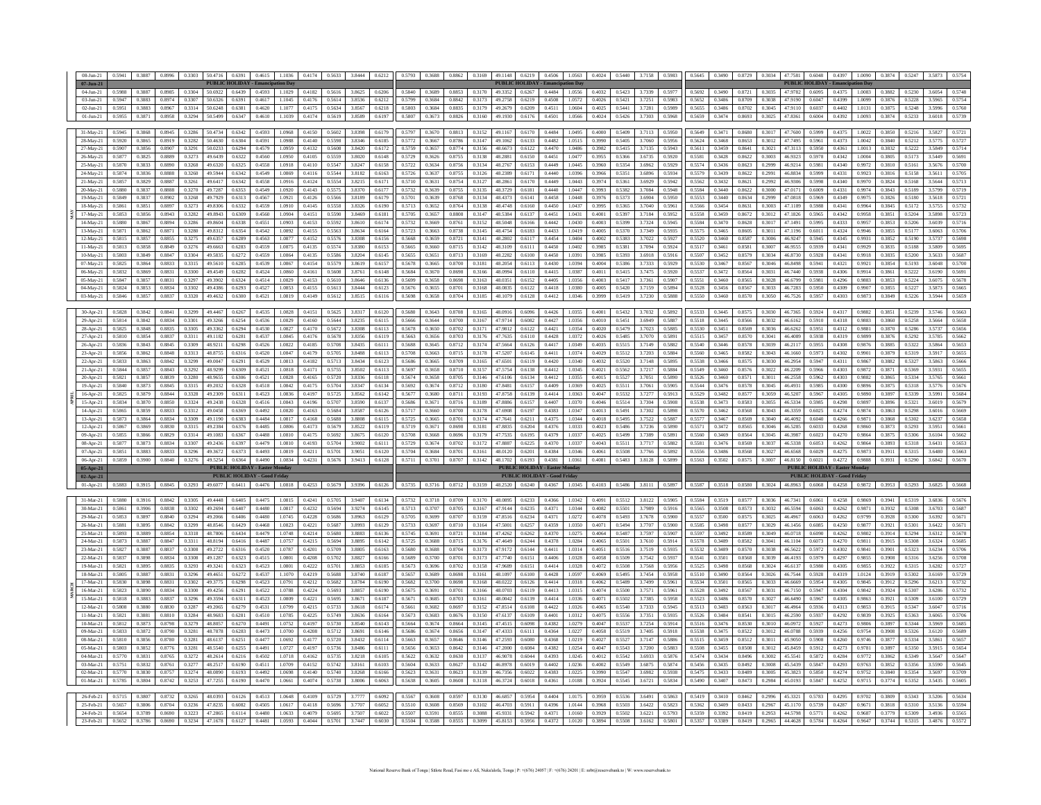| Date | | | | | | | | | | | | | | | | | | | | | | | | | | | | | | | | | | | | |
|---|---|---|---|---|---|---|---|---|---|---|---|---|---|---|---|---|---|---|---|---|---|---|---|---|---|---|---|---|---|---|---|---|---|---|---|---|
| 08-Jun-21 | 0.5941 | 0.3887 | 0.8996 | 0.3303 | 50.4716 | 0.6391 | 0.4615 | 1.1036 | 0.4174 | 0.5633 | 3.8444 | 0.6212 | 0.5793 | 0.3688 | 0.8862 | 0.3169 | 49.1148 | 0.6219 | 0.4506 | 1.0563 | 0.4024 | 0.5440 | 3.7158 | 0.5983 | 0.5645 | 0.3490 | 0.8729 | 0.3034 | 47.7581 | 0.6048 | 0.4397 | 1.0090 | 0.3874 | 0.5247 | 3.5873 | 0.5754 |
| 07-Jun-21 | PUBLIC HOLIDAY - Emancipation Day | | | | | | | | | | | | PUBLIC HOLIDAY - Emancipation Day | | | | | | | | | | | | PUBLIC HOLIDAY - Emancipation Day | | | | | | | | | | | |
| 04-Jun-21 | 0.5988 | 0.3887 | 0.8985 | 0.3304 | 50.6922 | 0.6439 | 0.4593 | 1.1029 | 0.4182 | 0.5616 | 3.8625 | 0.6206 | 0.5840 | 0.3689 | 0.8853 | 0.3170 | 49.3352 | 0.6267 | 0.4484 | 1.0556 | 0.4032 | 0.5423 | 3.7339 | 0.5977 | 0.5692 | 0.3490 | 0.8721 | 0.3035 | 47.9782 | 0.6095 | 0.4375 | 1.0083 | 0.3882 | 0.5230 | 3.6054 | 0.5748 |
| 03-Jun-21 | 0.5947 | 0.3883 | 0.8974 | 0.3307 | 50.6326 | 0.6391 | 0.4617 | 1.1045 | 0.4176 | 0.5614 | 3.8536 | 0.6212 | 0.5799 | 0.3684 | 0.8842 | 0.3173 | 49.2758 | 0.6219 | 0.4508 | 1.0572 | 0.4026 | 0.5421 | 3.7251 | 0.5983 | 0.5652 | 0.3486 | 0.8709 | 0.3038 | 47.9190 | 0.6047 | 0.4399 | 1.0099 | 0.3876 | 0.5228 | 3.5965 | 0.5754 |
| 02-Jun-21 | 0.5951 | 0.3883 | 0.8967 | 0.3314 | 50.6248 | 0.6381 | 0.4620 | 1.1077 | 0.4175 | 0.5634 | 3.8567 | 0.6218 | 0.5803 | 0.3684 | 0.8835 | 0.3179 | 49.2679 | 0.6209 | 0.4511 | 1.0604 | 0.4025 | 0.5441 | 3.7281 | 0.5989 | 0.5655 | 0.3486 | 0.8702 | 0.3045 | 47.9110 | 0.6037 | 0.4402 | 1.0131 | 0.3875 | 0.5248 | 3.5996 | 0.5760 |
| 01-Jun-21 | 0.5955 | 0.3871 | 0.8958 | 0.3294 | 50.5499 | 0.6347 | 0.4610 | 1.1039 | 0.4174 | 0.5619 | 3.8589 | 0.6197 | 0.5807 | 0.3673 | 0.8826 | 0.3160 | 49.1930 | 0.6176 | 0.4501 | 1.0566 | 0.4024 | 0.5426 | 3.7303 | 0.5968 | 0.5659 | 0.3474 | 0.8693 | 0.3025 | 47.8361 | 0.6004 | 0.4392 | 1.0093 | 0.3874 | 0.5233 | 3.6018 | 0.5739 |
| 31-May-21 | 0.5945 | 0.3868 | 0.8945 | 0.3286 | 50.4734 | 0.6342 | 0.4593 | 1.0968 | 0.4150 | 0.5602 | 3.8398 | 0.6179 | 0.5797 | 0.3670 | 0.8813 | 0.3152 | 49.1167 | 0.6170 | 0.4484 | 1.0495 | 0.4000 | 0.5409 | 3.7113 | 0.5950 | 0.5649 | 0.3471 | 0.8680 | 0.3017 | 47.7600 | 0.5999 | 0.4375 | 1.0022 | 0.3850 | 0.5216 | 3.5827 | 0.5721 |
| 28-May-21 | 0.5920 | 0.3865 | 0.8919 | 0.3282 | 50.4630 | 0.6304 | 0.4591 | 1.0988 | 0.4140 | 0.5598 | 3.8346 | 0.6185 | 0.5772 | 0.3667 | 0.8786 | 0.3147 | 49.1062 | 0.6133 | 0.4482 | 1.0515 | 0.3990 | 0.5405 | 3.7060 | 0.5956 | 0.5624 | 0.3468 | 0.8653 | 0.3012 | 47.7495 | 0.5961 | 0.4373 | 1.0042 | 0.3840 | 0.5212 | 3.5775 | 0.5727 |
| 27-May-21 | 0.5907 | 0.3856 | 0.8907 | 0.3291 | 50.0233 | 0.6294 | 0.4579 | 1.0959 | 0.4132 | 0.5608 | 3.8420 | 0.6172 | 0.5759 | 0.3657 | 0.8774 | 0.3156 | 48.6673 | 0.6122 | 0.4470 | 1.0486 | 0.3982 | 0.5415 | 3.7135 | 0.5943 | 0.5611 | 0.3459 | 0.8641 | 0.3021 | 47.3113 | 0.5950 | 0.4361 | 1.0013 | 0.3832 | 0.5222 | 3.5849 | 0.5714 |
| 26-May-21 | 0.5877 | 0.3825 | 0.8888 | 0.3273 | 49.6439 | 0.6322 | 0.4560 | 1.0950 | 0.4105 | 0.5559 | 3.8020 | 0.6148 | 0.5729 | 0.3626 | 0.8755 | 0.3138 | 48.2881 | 0.6150 | 0.4451 | 1.0477 | 0.3955 | 0.5366 | 3.6735 | 0.5920 | 0.5581 | 0.3428 | 0.8622 | 0.3003 | 46.9323 | 0.5978 | 0.4342 | 1.0004 | 0.3805 | 0.5173 | 3.5449 | 0.5691 |
| 25-May-21 | 0.5870 | 0.3833 | 0.8890 | 0.3268 | 49.6320 | 0.6325 | 0.4558 | 1.0918 | 0.4110 | 0.5547 | 3.8247 | 0.6158 | 0.5722 | 0.3634 | 0.8756 | 0.3134 | 48.2767 | 0.6153 | 0.4449 | 1.0445 | 0.3960 | 0.5354 | 3.6962 | 0.5929 | 0.5574 | 0.3436 | 0.8623 | 0.2999 | 46.9214 | 0.5981 | 0.4340 | 0.9972 | 0.3810 | 0.5161 | 3.5676 | 0.5700 |
| 24-May-21 | 0.5874 | 0.3836 | 0.8888 | 0.3260 | 49.5944 | 0.6342 | 0.4549 | 1.0869 | 0.4116 | 0.5544 | 3.8182 | 0.6163 | 0.5726 | 0.3637 | 0.8755 | 0.3126 | 48.2389 | 0.6171 | 0.4440 | 1.0396 | 0.3966 | 0.5351 | 3.6896 | 0.5934 | 0.5579 | 0.3439 | 0.8622 | 0.2991 | 46.8834 | 0.5999 | 0.4331 | 0.9923 | 0.3816 | 0.5158 | 3.5611 | 0.5705 |
| 21-May-21 | 0.5857 | 0.3829 | 0.8887 | 0.3261 | 49.6417 | 0.6342 | 0.4558 | 1.0916 | 0.4124 | 0.5554 | 3.8215 | 0.6171 | 0.5710 | 0.3631 | 0.8754 | 0.3127 | 48.2861 | 0.6170 | 0.4449 | 1.0443 | 0.3974 | 0.5361 | 3.6929 | 0.5942 | 0.5562 | 0.3432 | 0.8621 | 0.2992 | 46.9306 | 0.5998 | 0.4340 | 0.9970 | 0.3824 | 0.5168 | 3.5644 | 0.5713 |
| 20-May-21 | 0.5880 | 0.3837 | 0.8888 | 0.3270 | 49.7287 | 0.6353 | 0.4549 | 1.0920 | 0.4143 | 0.5575 | 3.8370 | 0.6177 | 0.5732 | 0.3639 | 0.8755 | 0.3135 | 48.3729 | 0.6181 | 0.4440 | 1.0447 | 0.3993 | 0.5382 | 3.7084 | 0.5948 | 0.5584 | 0.3440 | 0.8622 | 0.3000 | 47.0171 | 0.6009 | 0.4331 | 0.9974 | 0.3843 | 0.5189 | 3.5799 | 0.5719 |
| 19-May-21 | 0.5849 | 0.3837 | 0.8902 | 0.3268 | 49.7929 | 0.6313 | 0.4567 | 1.0921 | 0.4126 | 0.5566 | 3.8189 | 0.6179 | 0.5701 | 0.3639 | 0.8768 | 0.3134 | 48.4373 | 0.6141 | 0.4458 | 1.0448 | 0.3976 | 0.5373 | 3.6904 | 0.5950 | 0.5553 | 0.3440 | 0.8634 | 0.2999 | 47.0818 | 0.5969 | 0.4349 | 0.9975 | 0.3826 | 0.5180 | 3.5618 | 0.5721 |
| 18-May-21 | 0.5861 | 0.3851 | 0.8897 | 0.3273 | 49.8306 | 0.6332 | 0.4559 | 1.0910 | 0.4145 | 0.5558 | 3.8326 | 0.6190 | 0.5713 | 0.3652 | 0.8764 | 0.3138 | 48.4748 | 0.6160 | 0.4450 | 1.0437 | 0.3995 | 0.5365 | 3.7040 | 0.5961 | 0.5566 | 0.3454 | 0.8631 | 0.3003 | 47.1189 | 0.5988 | 0.4341 | 0.9964 | 0.3845 | 0.5172 | 3.5755 | 0.5732 |
| 17-May-21 | 0.5853 | 0.3856 | 0.8943 | 0.3282 | 49.8943 | 0.6309 | 0.4560 | 1.0904 | 0.4151 | 0.5590 | 3.8469 | 0.6181 | 0.5705 | 0.3657 | 0.8808 | 0.3147 | 48.5384 | 0.6137 | 0.4451 | 1.0431 | 0.4001 | 0.5397 | 3.7184 | 0.5952 | 0.5558 | 0.3459 | 0.8672 | 0.3012 | 47.1826 | 0.5965 | 0.4342 | 0.9958 | 0.3851 | 0.5204 | 3.5898 | 0.5723 |
| 14-May-21 | 0.5880 | 0.3867 | 0.8894 | 0.3286 | 49.8604 | 0.6338 | 0.4551 | 1.0903 | 0.4153 | 0.5592 | 3.8610 | 0.6174 | 0.5732 | 0.3669 | 0.8761 | 0.3152 | 48.5048 | 0.6166 | 0.4442 | 1.0430 | 0.4003 | 0.5399 | 3.7324 | 0.5945 | 0.5584 | 0.3470 | 0.8628 | 0.3017 | 47.1491 | 0.5995 | 0.4333 | 0.9957 | 0.3853 | 0.5206 | 3.6039 | 0.5716 |
| 13-May-21 | 0.5871 | 0.3862 | 0.8871 | 0.3280 | 49.8312 | 0.6354 | 0.4542 | 1.0892 | 0.4155 | 0.5563 | 3.8634 | 0.6164 | 0.5723 | 0.3663 | 0.8738 | 0.3145 | 48.4754 | 0.6183 | 0.4433 | 1.0419 | 0.4005 | 0.5370 | 3.7349 | 0.5935 | 0.5575 | 0.3465 | 0.8605 | 0.3011 | 47.1196 | 0.6011 | 0.4324 | 0.9946 | 0.3855 | 0.5177 | 3.6063 | 0.5706 |
| 12-May-21 | 0.5815 | 0.3857 | 0.8855 | 0.3275 | 49.6357 | 0.6289 | 0.4563 | 1.0877 | 0.4152 | 0.5576 | 3.8308 | 0.6156 | 0.5668 | 0.3659 | 0.8721 | 0.3141 | 48.2802 | 0.6117 | 0.4454 | 1.0404 | 0.4002 | 0.5383 | 3.7022 | 0.5927 | 0.5520 | 0.3460 | 0.8587 | 0.3006 | 46.9247 | 0.5945 | 0.4345 | 0.9931 | 0.3852 | 0.5190 | 3.5737 | 0.5698 |
| 11-May-21 | 0.5813 | 0.3858 | 0.8849 | 0.3276 | 49.6663 | 0.6283 | 0.4559 | 1.0875 | 0.4135 | 0.5574 | 3.8380 | 0.6153 | 0.5665 | 0.3660 | 0.8715 | 0.3142 | 48.3109 | 0.6111 | 0.4450 | 1.0402 | 0.3985 | 0.5381 | 3.7094 | 0.5924 | 0.5517 | 0.3461 | 0.8581 | 0.3007 | 46.9555 | 0.5939 | 0.4341 | 0.9929 | 0.3835 | 0.5188 | 3.5809 | 0.5695 |
| 10-May-21 | 0.5803 | 0.3849 | 0.8847 | 0.3304 | 49.5835 | 0.6272 | 0.4559 | 1.0864 | 0.4135 | 0.5586 | 3.8204 | 0.6145 | 0.5655 | 0.3651 | 0.8713 | 0.3169 | 48.2282 | 0.6100 | 0.4450 | 1.0391 | 0.3985 | 0.5393 | 3.6918 | 0.5916 | 0.5507 | 0.3452 | 0.8579 | 0.3034 | 46.8730 | 0.5928 | 0.4341 | 0.9918 | 0.3835 | 0.5200 | 3.5633 | 0.5687 |
| 07-May-21 | 0.5825 | 0.3864 | 0.8833 | 0.3315 | 49.5610 | 0.6285 | 0.4539 | 1.0867 | 0.4154 | 0.5579 | 3.8619 | 0.6157 | 0.5678 | 0.3665 | 0.8700 | 0.3181 | 48.2054 | 0.6113 | 0.4430 | 1.0394 | 0.4004 | 0.5386 | 3.7333 | 0.5929 | 0.5530 | 0.3467 | 0.8567 | 0.3046 | 46.8498 | 0.5941 | 0.4321 | 0.9921 | 0.3854 | 0.5193 | 3.6048 | 0.5700 |
| 06-May-21 | 0.5832 | 0.3869 | 0.8831 | 0.3300 | 49.4549 | 0.6282 | 0.4524 | 1.0860 | 0.4161 | 0.5600 | 3.8761 | 0.6148 | 0.5684 | 0.3670 | 0.8698 | 0.3166 | 48.0994 | 0.6110 | 0.4415 | 1.0387 | 0.4011 | 0.5415 | 3.7475 | 0.5920 | 0.5537 | 0.3472 | 0.8564 | 0.3031 | 46.7440 | 0.5938 | 0.4306 | 0.9914 | 0.3861 | 0.5222 | 3.6190 | 0.5691 |
| 05-May-21 | 0.5847 | 0.3857 | 0.8831 | 0.3297 | 49.3902 | 0.6324 | 0.4514 | 1.0829 | 0.4153 | 0.5610 | 3.8646 | 0.6136 | 0.5699 | 0.3658 | 0.8698 | 0.3163 | 48.0351 | 0.6152 | 0.4405 | 1.0356 | 0.4003 | 0.5417 | 3.7361 | 0.5907 | 0.5551 | 0.3460 | 0.8565 | 0.3028 | 46.6799 | 0.5981 | 0.4296 | 0.9883 | 0.3853 | 0.5224 | 3.6075 | 0.5678 |
| 04-May-21 | 0.5824 | 0.3853 | 0.8834 | 0.3302 | 49.4386 | 0.6293 | 0.4527 | 1.0853 | 0.4155 | 0.5613 | 3.8444 | 0.6123 | 0.5676 | 0.3655 | 0.8701 | 0.3168 | 48.0835 | 0.6122 | 0.4418 | 1.0380 | 0.4005 | 0.5420 | 3.7159 | 0.5894 | 0.5528 | 0.3456 | 0.8567 | 0.3033 | 46.7283 | 0.5950 | 0.4309 | 0.9907 | 0.3855 | 0.5227 | 3.5873 | 0.5665 |
| 03-May-21 | 0.5846 | 0.3857 | 0.8837 | 0.3320 | 49.4632 | 0.6300 | 0.4521 | 1.0819 | 0.4149 | 0.5612 | 3.8515 | 0.6116 | 0.5698 | 0.3658 | 0.8704 | 0.3185 | 48.1079 | 0.6128 | 0.4412 | 1.0346 | 0.3999 | 0.5419 | 3.7230 | 0.5888 | 0.5550 | 0.3460 | 0.8570 | 0.3050 | 46.7526 | 0.5957 | 0.4303 | 0.9873 | 0.3849 | 0.5226 | 3.5944 | 0.5659 |
| 30-Apr-21 | 0.5828 | 0.3842 | 0.8841 | 0.3299 | 49.4467 | 0.6267 | 0.4535 | 1.0828 | 0.4151 | 0.5625 | 3.8317 | 0.6120 | 0.5680 | 0.3643 | 0.8708 | 0.3165 | 48.0916 | 0.6096 | 0.4426 | 1.0355 | 0.4001 | 0.5432 | 3.7032 | 0.5892 | 0.5533 | 0.3445 | 0.8575 | 0.3030 | 46.7365 | 0.5924 | 0.4317 | 0.9882 | 0.3851 | 0.5239 | 3.5746 | 0.5663 |
| 29-Apr-21 | 0.5814 | 0.3842 | 0.8834 | 0.3301 | 49.3266 | 0.6254 | 0.4536 | 1.0829 | 0.4160 | 0.5644 | 3.8235 | 0.6115 | 0.5666 | 0.3644 | 0.8700 | 0.3167 | 47.9714 | 0.6082 | 0.4427 | 1.0356 | 0.4010 | 0.5451 | 3.6949 | 0.5887 | 0.5518 | 0.3445 | 0.8566 | 0.3032 | 46.6162 | 0.5910 | 0.4318 | 0.9883 | 0.3860 | 0.5258 | 3.5664 | 0.5658 |
| 28-Apr-21 | 0.5825 | 0.3848 | 0.8835 | 0.3305 | 49.3362 | 0.6294 | 0.4530 | 1.0827 | 0.4170 | 0.5672 | 3.8308 | 0.6113 | 0.5678 | 0.3650 | 0.8702 | 0.3171 | 47.9812 | 0.6122 | 0.4421 | 1.0354 | 0.4020 | 0.5479 | 3.7023 | 0.5885 | 0.5530 | 0.3451 | 0.8569 | 0.3036 | 46.6262 | 0.5951 | 0.4312 | 0.9881 | 0.3870 | 0.5286 | 3.5737 | 0.5656 |
| 27-Apr-21 | 0.5810 | 0.3854 | 0.8837 | 0.3311 | 49.1182 | 0.6281 | 0.4537 | 1.0845 | 0.4176 | 0.5678 | 3.8356 | 0.6119 | 0.5663 | 0.3656 | 0.8703 | 0.3176 | 47.7635 | 0.6110 | 0.4428 | 1.0372 | 0.4026 | 0.5485 | 3.7070 | 0.5891 | 0.5515 | 0.3457 | 0.8570 | 0.3041 | 46.4089 | 0.5938 | 0.4319 | 0.9899 | 0.3876 | 0.5292 | 3.5785 | 0.5662 |
| 26-Apr-21 | 0.5836 | 0.3843 | 0.8845 | 0.3309 | 48.9211 | 0.6298 | 0.4526 | 1.0822 | 0.4185 | 0.5708 | 3.8435 | 0.6111 | 0.5688 | 0.3645 | 0.8712 | 0.3174 | 47.5664 | 0.6126 | 0.4417 | 1.0349 | 0.4035 | 0.5515 | 3.7149 | 0.5882 | 0.5540 | 0.3446 | 0.8578 | 0.3039 | 46.2117 | 0.5955 | 0.4308 | 0.9876 | 0.3885 | 0.5322 | 3.5864 | 0.5653 |
| 23-Apr-21 | 0.5856 | 0.3862 | 0.8848 | 0.3313 | 48.8755 | 0.6316 | 0.4520 | 1.0847 | 0.4179 | 0.5705 | 3.8398 | 0.6113 | 0.5708 | 0.3663 | 0.8715 | 0.3178 | 47.5207 | 0.6145 | 0.4411 | 1.0374 | 0.4029 | 0.5512 | 3.7203 | 0.5884 | 0.5560 | 0.3465 | 0.8582 | 0.3043 | 46.1660 | 0.5973 | 0.4302 | 0.9901 | 0.3879 | 0.5319 | 3.5917 | 0.5655 |
| 22-Apr-21 | 0.5833 | 0.3863 | 0.8842 | 0.3299 | 49.0047 | 0.6291 | 0.4529 | 1.0813 | 0.4182 | 0.5713 | 3.8434 | 0.6123 | 0.5686 | 0.3665 | 0.8709 | 0.3165 | 47.6501 | 0.6119 | 0.4420 | 1.0340 | 0.4032 | 0.5520 | 3.7148 | 0.5895 | 0.5538 | 0.3466 | 0.8575 | 0.3030 | 46.2954 | 0.5947 | 0.4311 | 0.9867 | 0.3882 | 0.5327 | 3.5863 | 0.5666 |
| 21-Apr-21 | 0.5844 | 0.3857 | 0.8843 | 0.3292 | 48.9299 | 0.6309 | 0.4521 | 1.0818 | 0.4171 | 0.5755 | 3.8502 | 0.6113 | 0.5697 | 0.3658 | 0.8710 | 0.3157 | 47.5754 | 0.6138 | 0.4412 | 1.0345 | 0.4021 | 0.5562 | 3.7217 | 0.5884 | 0.5549 | 0.3460 | 0.8576 | 0.3022 | 46.2209 | 0.5966 | 0.4303 | 0.9872 | 0.3871 | 0.5369 | 3.5931 | 0.5655 |
| 20-Apr-21 | 0.5821 | 0.3857 | 0.8839 | 0.3280 | 48.9655 | 0.6306 | 0.4521 | 1.0828 | 0.4165 | 0.5720 | 3.8336 | 0.6118 | 0.5674 | 0.3658 | 0.8705 | 0.3146 | 47.6106 | 0.6134 | 0.4412 | 1.0355 | 0.4015 | 0.5527 | 3.7051 | 0.5890 | 0.5526 | 0.3460 | 0.8571 | 0.3011 | 46.2558 | 0.5962 | 0.4303 | 0.9882 | 0.3865 | 0.5334 | 3.5765 | 0.5661 |
| 19-Apr-21 | 0.5840 | 0.3873 | 0.8845 | 0.3315 | 49.2032 | 0.6328 | 0.4518 | 1.0842 | 0.4175 | 0.5704 | 3.8347 | 0.6134 | 0.5692 | 0.3674 | 0.8712 | 0.3180 | 47.8481 | 0.6157 | 0.4409 | 1.0369 | 0.4025 | 0.5511 | 3.7061 | 0.5905 | 0.5544 | 0.3476 | 0.8578 | 0.3045 | 46.4931 | 0.5985 | 0.4300 | 0.9896 | 0.3875 | 0.5318 | 3.5776 | 0.5676 |
| 16-Apr-21 | 0.5825 | 0.3879 | 0.8844 | 0.3328 | 49.2309 | 0.6311 | 0.4523 | 1.0836 | 0.4197 | 0.5725 | 3.8562 | 0.6142 | 0.5677 | 0.3680 | 0.8711 | 0.3193 | 47.8758 | 0.6139 | 0.4414 | 1.0363 | 0.4047 | 0.5532 | 3.7277 | 0.5913 | 0.5529 | 0.3482 | 0.8577 | 0.3059 | 46.5207 | 0.5967 | 0.4305 | 0.9890 | 0.3897 | 0.5339 | 3.5991 | 0.5684 |
| 15-Apr-21 | 0.5834 | 0.3870 | 0.8850 | 0.3324 | 49.2438 | 0.6328 | 0.4516 | 1.0843 | 0.4196 | 0.5707 | 3.8590 | 0.6137 | 0.5686 | 0.3671 | 0.8716 | 0.3189 | 47.8886 | 0.6157 | 0.4407 | 1.0370 | 0.4046 | 0.5514 | 3.7304 | 0.5908 | 0.5538 | 0.3473 | 0.8583 | 0.3055 | 46.5334 | 0.5985 | 0.4298 | 0.9897 | 0.3896 | 0.5321 | 3.6019 | 0.5679 |
| 14-Apr-21 | 0.5865 | 0.3859 | 0.8833 | 0.3312 | 49.0458 | 0.6369 | 0.4492 | 1.0820 | 0.4163 | 0.5684 | 3.8587 | 0.6126 | 0.5717 | 0.3660 | 0.8700 | 0.3178 | 47.6908 | 0.6197 | 0.4383 | 1.0347 | 0.4013 | 0.5491 | 3.7302 | 0.5898 | 0.5570 | 0.3462 | 0.8568 | 0.3043 | 46.3359 | 0.6025 | 0.4274 | 0.9874 | 0.3863 | 0.5298 | 3.6016 | 0.5669 |
| 13-Apr-21 | 0.5873 | 0.3864 | 0.8834 | 0.3309 | 49.1190 | 0.6383 | 0.4484 | 1.0817 | 0.4168 | 0.5688 | 3.8808 | 0.6115 | 0.5725 | 0.3665 | 0.8701 | 0.3174 | 47.7641 | 0.6211 | 0.4375 | 1.0344 | 0.4018 | 0.5495 | 3.7522 | 0.5887 | 0.5577 | 0.3467 | 0.8568 | 0.3040 | 46.4092 | 0.6040 | 0.4266 | 0.9871 | 0.3868 | 0.5302 | 3.6237 | 0.5658 |
| 12-Apr-21 | 0.5867 | 0.3869 | 0.8830 | 0.3315 | 49.2384 | 0.6376 | 0.4485 | 1.0806 | 0.4173 | 0.5679 | 3.8522 | 0.6119 | 0.5719 | 0.3671 | 0.8698 | 0.3181 | 47.8835 | 0.6204 | 0.4376 | 1.0333 | 0.4023 | 0.5486 | 3.7236 | 0.5890 | 0.5571 | 0.3472 | 0.8565 | 0.3046 | 46.5285 | 0.6033 | 0.4268 | 0.9860 | 0.3873 | 0.5293 | 3.5951 | 0.5661 |
| 09-Apr-21 | 0.5855 | 0.3866 | 0.8829 | 0.3314 | 49.1083 | 0.6367 | 0.4488 | 1.0810 | 0.4175 | 0.5692 | 3.8675 | 0.6120 | 0.5708 | 0.3668 | 0.8696 | 0.3179 | 47.7535 | 0.6195 | 0.4379 | 1.0337 | 0.4025 | 0.5499 | 3.7389 | 0.5891 | 0.5560 | 0.3469 | 0.8564 | 0.3045 | 46.3987 | 0.6023 | 0.4270 | 0.9864 | 0.3875 | 0.5306 | 3.6104 | 0.5662 |
| 08-Apr-21 | 0.5877 | 0.3873 | 0.8834 | 0.3307 | 49.2436 | 0.6397 | 0.4479 | 1.0810 | 0.4193 | 0.5704 | 3.9002 | 0.6111 | 0.5729 | 0.3674 | 0.8702 | 0.3172 | 47.8887 | 0.6225 | 0.4370 | 1.0337 | 0.4043 | 0.5511 | 3.7717 | 0.5882 | 0.5581 | 0.3476 | 0.8569 | 0.3037 | 46.5338 | 0.6053 | 0.4262 | 0.9864 | 0.3893 | 0.5318 | 3.6431 | 0.5653 |
| 07-Apr-21 | 0.5851 | 0.3883 | 0.8833 | 0.3296 | 49.3672 | 0.6373 | 0.4493 | 1.0819 | 0.4211 | 0.5701 | 3.9051 | 0.6120 | 0.5704 | 0.3684 | 0.8701 | 0.3161 | 48.0120 | 0.6201 | 0.4384 | 1.0346 | 0.4061 | 0.5508 | 3.7766 | 0.5892 | 0.5556 | 0.3486 | 0.8568 | 0.3027 | 46.6568 | 0.6029 | 0.4275 | 0.9873 | 0.3911 | 0.5315 | 3.6480 | 0.5663 |
| 06-Apr-21 | 0.5859 | 0.3900 | 0.8840 | 0.3276 | 49.5254 | 0.6364 | 0.4490 | 1.0834 | 0.4231 | 0.5676 | 3.9413 | 0.6128 | 0.5711 | 0.3701 | 0.8707 | 0.3142 | 48.1702 | 0.6193 | 0.4381 | 1.0361 | 0.4081 | 0.5483 | 3.8128 | 0.5899 | 0.5563 | 0.3502 | 0.8575 | 0.3007 | 46.8150 | 0.6021 | 0.4272 | 0.9888 | 0.3931 | 0.5290 | 3.6842 | 0.5670 |
| 05-Apr-21 | PUBLIC HOLIDAY - Easter Monday | | | | | | | | | | | | PUBLIC HOLIDAY - Easter Monday | | | | | | | | | | | | PUBLIC HOLIDAY - Easter Monday | | | | | | | | | | | |
| 02-Apr-21 | PUBLIC HOLIDAY - Good Friday | | | | | | | | | | | | PUBLIC HOLIDAY - Good Friday | | | | | | | | | | | | PUBLIC HOLIDAY - Good Friday | | | | | | | | | | | |
| 01-Apr-21 | 0.5883 | 0.3915 | 0.8845 | 0.3293 | 49.6077 | 0.6411 | 0.4476 | 1.0818 | 0.4253 | 0.5679 | 3.9396 | 0.6126 | 0.5735 | 0.3716 | 0.8712 | 0.3159 | 48.2520 | 0.6240 | 0.4367 | 1.0345 | 0.4103 | 0.5486 | 3.8111 | 0.5897 | 0.5587 | 0.3518 | 0.8580 | 0.3024 | 46.8963 | 0.6068 | 0.4258 | 0.9872 | 0.3953 | 0.5293 | 3.6825 | 0.5668 |
| 31-Mar-21 | 0.5880 | 0.3916 | 0.8842 | 0.3305 | 49.4448 | 0.6405 | 0.4475 | 1.0815 | 0.4241 | 0.5705 | 3.9407 | 0.6134 | 0.5732 | 0.3718 | 0.8709 | 0.3170 | 48.0895 | 0.6233 | 0.4366 | 1.0342 | 0.4091 | 0.5512 | 3.8122 | 0.5905 | 0.5584 | 0.3519 | 0.8577 | 0.3036 | 46.7341 | 0.6061 | 0.4258 | 0.9869 | 0.3941 | 0.5319 | 3.6836 | 0.5676 |
| 30-Mar-21 | 0.5861 | 0.3906 | 0.8838 | 0.3302 | 49.2694 | 0.6407 | 0.4480 | 1.0817 | 0.4232 | 0.5694 | 3.9274 | 0.6145 | 0.5713 | 0.3707 | 0.8705 | 0.3167 | 47.9144 | 0.6235 | 0.4371 | 1.0344 | 0.4082 | 0.5501 | 3.7989 | 0.5916 | 0.5565 | 0.3508 | 0.8573 | 0.3032 | 46.5594 | 0.6063 | 0.4262 | 0.9871 | 0.3932 | 0.5308 | 3.6703 | 0.5687 |
| 29-Mar-21 | 0.5853 | 0.3897 | 0.8840 | 0.3294 | 49.2066 | 0.6406 | 0.4480 | 1.0745 | 0.4228 | 0.5686 | 3.8963 | 0.6129 | 0.5705 | 0.3699 | 0.8707 | 0.3159 | 47.8516 | 0.6234 | 0.4371 | 1.0272 | 0.4078 | 0.5493 | 3.7678 | 0.5900 | 0.5557 | 0.3500 | 0.8575 | 0.3025 | 46.4967 | 0.6063 | 0.4262 | 0.9799 | 0.3928 | 0.5300 | 3.6392 | 0.5671 |
| 26-Mar-21 | 0.5881 | 0.3895 | 0.8842 | 0.3299 | 48.8546 | 0.6429 | 0.4468 | 1.0823 | 0.4221 | 0.5687 | 3.8993 | 0.6129 | 0.5733 | 0.3697 | 0.8710 | 0.3164 | 47.5001 | 0.6257 | 0.4359 | 1.0350 | 0.4071 | 0.5494 | 3.7707 | 0.5900 | 0.5585 | 0.3498 | 0.8577 | 0.3029 | 46.1456 | 0.6085 | 0.4250 | 0.9877 | 0.3921 | 0.5301 | 3.6422 | 0.5671 |
| 25-Mar-21 | 0.5893 | 0.3889 | 0.8854 | 0.3318 | 48.7806 | 0.6434 | 0.4479 | 1.0748 | 0.4214 | 0.5680 | 3.8881 | 0.6136 | 0.5745 | 0.3691 | 0.8721 | 0.3184 | 47.4262 | 0.6262 | 0.4370 | 1.0275 | 0.4064 | 0.5487 | 3.7595 | 0.5907 | 0.5597 | 0.3492 | 0.8589 | 0.3049 | 46.0718 | 0.6090 | 0.4261 | 0.9802 | 0.3914 | 0.5294 | 3.6310 | 0.5678 |
| 24-Mar-21 | 0.5873 | 0.3887 | 0.8847 | 0.3311 | 48.8194 | 0.6416 | 0.4487 | 1.0757 | 0.4215 | 0.5694 | 3.8895 | 0.6142 | 0.5725 | 0.3688 | 0.8715 | 0.3176 | 47.4649 | 0.6244 | 0.4378 | 1.0284 | 0.4065 | 0.5501 | 3.7610 | 0.5914 | 0.5578 | 0.3489 | 0.8582 | 0.3041 | 46.1104 | 0.6073 | 0.4270 | 0.9811 | 0.3915 | 0.5308 | 3.6324 | 0.5685 |
| 23-Mar-21 | 0.5827 | 0.3887 | 0.8837 | 0.3308 | 49.2722 | 0.6316 | 0.4520 | 1.0787 | 0.4201 | 0.5709 | 3.8805 | 0.6163 | 0.5680 | 0.3688 | 0.8704 | 0.3173 | 47.9172 | 0.6144 | 0.4411 | 1.0314 | 0.4051 | 0.5516 | 3.7519 | 0.5935 | 0.5532 | 0.3489 | 0.8570 | 0.3038 | 46.5622 | 0.5972 | 0.4302 | 0.9841 | 0.3901 | 0.5323 | 3.6234 | 0.5706 |
| 22-Mar-21 | 0.5837 | 0.3898 | 0.8834 | 0.3308 | 49.1287 | 0.6323 | 0.4515 | 1.0801 | 0.4208 | 0.5702 | 3.8827 | 0.6166 | 0.5689 | 0.3700 | 0.8701 | 0.3173 | 47.7740 | 0.6151 | 0.4406 | 1.0328 | 0.4058 | 0.5509 | 3.7542 | 0.5937 | 0.5541 | 0.3501 | 0.8568 | 0.3039 | 46.4193 | 0.5979 | 0.4297 | 0.9855 | 0.3908 | 0.5316 | 3.6256 | 0.5708 |
| 19-Mar-21 | 0.5821 | 0.3895 | 0.8835 | 0.3293 | 49.3241 | 0.6323 | 0.4523 | 1.0801 | 0.4222 | 0.5701 | 3.8853 | 0.6185 | 0.5673 | 0.3696 | 0.8702 | 0.3158 | 47.9689 | 0.6151 | 0.4414 | 1.0328 | 0.4072 | 0.5508 | 3.7568 | 0.5956 | 0.5525 | 0.3498 | 0.8568 | 0.3024 | 46.6137 | 0.5980 | 0.4305 | 0.9855 | 0.3922 | 0.5315 | 3.6282 | 0.5727 |
| 18-Mar-21 | 0.5805 | 0.3887 | 0.8831 | 0.3296 | 49.4651 | 0.6272 | 0.4537 | 1.0770 | 0.4219 | 0.5688 | 3.8740 | 0.6187 | 0.5657 | 0.3689 | 0.8698 | 0.3161 | 48.1097 | 0.6100 | 0.4428 | 1.0297 | 0.4069 | 0.5495 | 3.7454 | 0.5958 | 0.5510 | 0.3490 | 0.8564 | 0.3026 | 46.7544 | 0.5928 | 0.4319 | 0.9824 | 0.3919 | 0.5302 | 3.6169 | 0.5729 |
| 17-Mar-21 | 0.5830 | 0.3898 | 0.8831 | 0.3292 | 49.3775 | 0.6298 | 0.4523 | 1.0791 | 0.4212 | 0.5682 | 3.8784 | 0.6190 | 0.5682 | 0.3700 | 0.8698 | 0.3158 | 48.0222 | 0.6126 | 0.4414 | 1.0318 | 0.4062 | 0.5489 | 3.7499 | 0.5961 | 0.5534 | 0.3501 | 0.8565 | 0.3023 | 46.6669 | 0.5954 | 0.4305 | 0.9845 | 0.3912 | 0.5296 | 3.6213 | 0.5732 |
| 16-Mar-21 | 0.5823 | 0.3890 | 0.8834 | 0.3300 | 49.4256 | 0.6291 | 0.4522 | 1.0788 | 0.4224 | 0.5693 | 3.8857 | 0.6190 | 0.5675 | 0.3691 | 0.8701 | 0.3166 | 48.0703 | 0.6119 | 0.4413 | 1.0315 | 0.4074 | 0.5500 | 3.7571 | 0.5961 | 0.5528 | 0.3492 | 0.8567 | 0.3031 | 46.7150 | 0.5947 | 0.4304 | 0.9842 | 0.3924 | 0.5307 | 3.6286 | 0.5732 |
| 15-Mar-21 | 0.5818 | 0.3883 | 0.8837 | 0.3296 | 49.3594 | 0.6311 | 0.4523 | 1.0809 | 0.4221 | 0.5695 | 3.8671 | 0.6187 | 0.5671 | 0.3685 | 0.8703 | 0.3161 | 48.0042 | 0.6139 | 0.4414 | 1.0336 | 0.4071 | 0.5502 | 3.7385 | 0.5958 | 0.5523 | 0.3486 | 0.8570 | 0.3027 | 46.6490 | 0.5967 | 0.4305 | 0.9863 | 0.3921 | 0.5309 | 3.6100 | 0.5729 |
| 12-Mar-21 | 0.5808 | 0.3880 | 0.8830 | 0.3287 | 49.2065 | 0.6279 | 0.4531 | 1.0799 | 0.4215 | 0.5733 | 3.8618 | 0.6174 | 0.5661 | 0.3682 | 0.8697 | 0.3152 | 47.8514 | 0.6108 | 0.4422 | 1.0326 | 0.4065 | 0.5540 | 3.7333 | 0.5945 | 0.5513 | 0.3483 | 0.8563 | 0.3017 | 46.4964 | 0.5936 | 0.4313 | 0.9853 | 0.3915 | 0.5347 | 3.6047 | 0.5716 |
| 11-Mar-21 | 0.5821 | 0.3881 | 0.8810 | 0.3284 | 48.9683 | 0.6281 | 0.4510 | 1.0785 | 0.4225 | 0.5749 | 3.8636 | 0.6164 | 0.5673 | 0.3683 | 0.8676 | 0.3150 | 47.6137 | 0.6109 | 0.4401 | 1.0312 | 0.4075 | 0.5556 | 3.7351 | 0.5935 | 0.5526 | 0.3484 | 0.8541 | 0.3015 | 46.2590 | 0.5937 | 0.4292 | 0.9839 | 0.3925 | 0.5363 | 3.6065 | 0.5706 |
| 10-Mar-21 | 0.5812 | 0.3873 | 0.8798 | 0.3279 | 48.8057 | 0.6270 | 0.4491 | 1.0752 | 0.4197 | 0.5730 | 3.8540 | 0.6143 | 0.5664 | 0.3674 | 0.8664 | 0.3145 | 47.4515 | 0.6098 | 0.4382 | 1.0279 | 0.4047 | 0.5537 | 3.7254 | 0.5914 | 0.5516 | 0.3476 | 0.8530 | 0.3010 | 46.0973 | 0.5927 | 0.4273 | 0.9806 | 0.3897 | 0.5344 | 3.5969 | 0.5685 |
| 09-Mar-21 | 0.5833 | 0.3872 | 0.8790 | 0.3281 | 48.7878 | 0.6283 | 0.4473 | 1.0700 | 0.4208 | 0.5712 | 3.8691 | 0.6146 | 0.5686 | 0.3674 | 0.8656 | 0.3147 | 47.4333 | 0.6111 | 0.4364 | 1.0227 | 0.4058 | 0.5519 | 3.7405 | 0.5918 | 0.5538 | 0.3475 | 0.8522 | 0.3012 | 46.0788 | 0.5939 | 0.4256 | 0.9754 | 0.3908 | 0.5326 | 3.6120 | 0.5689 |
| 08-Mar-21 | 0.5810 | 0.3856 | 0.8780 | 0.3281 | 48.6137 | 0.6251 | 0.4477 | 1.0692 | 0.4177 | 0.5720 | 3.8432 | 0.6114 | 0.5663 | 0.3657 | 0.8646 | 0.3146 | 47.2593 | 0.6080 | 0.4368 | 1.0219 | 0.4027 | 0.5527 | 3.7147 | 0.5886 | 0.5515 | 0.3459 | 0.8512 | 0.3011 | 45.9050 | 0.5908 | 0.4260 | 0.9746 | 0.3877 | 0.5334 | 3.5861 | 0.5657 |
| 05-Mar-21 | 0.5803 | 0.3852 | 0.8776 | 0.3281 | 48.5540 | 0.6255 | 0.4491 | 1.0727 | 0.4197 | 0.5736 | 3.8486 | 0.6111 | 0.5656 | 0.3653 | 0.8642 | 0.3146 | 47.2000 | 0.6084 | 0.4382 | 1.0254 | 0.4047 | 0.5543 | 3.7200 | 0.5883 | 0.5508 | 0.3455 | 0.8508 | 0.3012 | 45.8459 | 0.5912 | 0.4273 | 0.9781 | 0.3897 | 0.5350 | 3.5915 | 0.5654 |
| 04-Mar-21 | 0.5770 | 0.3831 | 0.8765 | 0.3272 | 48.2614 | 0.6216 | 0.4502 | 1.0718 | 0.4162 | 0.5735 | 3.8218 | 0.6105 | 0.5622 | 0.3632 | 0.8630 | 0.3137 | 46.9078 | 0.6044 | 0.4393 | 1.0245 | 0.4012 | 0.5542 | 3.6933 | 0.5876 | 0.5474 | 0.3434 | 0.8496 | 0.3002 | 45.5541 | 0.5872 | 0.4284 | 0.9772 | 0.3862 | 0.5349 | 3.5647 | 0.5647 |
| 03-Mar-21 | 0.5751 | 0.3832 | 0.8761 | 0.3277 | 48.2517 | 0.6190 | 0.4511 | 1.0709 | 0.4152 | 0.5742 | 3.8161 | 0.6103 | 0.5604 | 0.3633 | 0.8627 | 0.3142 | 46.8978 | 0.6019 | 0.4402 | 1.0236 | 0.4002 | 0.5549 | 3.6875 | 0.5874 | 0.5456 | 0.3435 | 0.8492 | 0.3008 | 45.5439 | 0.5847 | 0.4293 | 0.9763 | 0.3852 | 0.5356 | 3.5590 | 0.5645 |
| 02-Mar-21 | 0.5770 | 0.3830 | 0.8757 | 0.3274 | 48.0890 | 0.6193 | 0.4492 | 1.0698 | 0.4140 | 0.5740 | 3.8268 | 0.6166 | 0.5623 | 0.3631 | 0.8623 | 0.3139 | 46.7356 | 0.6022 | 0.4383 | 1.0225 | 0.3990 | 0.5547 | 3.6982 | 0.5938 | 0.5475 | 0.3433 | 0.8489 | 0.3005 | 45.3823 | 0.5850 | 0.4274 | 0.9752 | 0.3840 | 0.5354 | 3.5697 | 0.5709 |
| 01-Mar-21 | 0.5785 | 0.3804 | 0.8742 | 0.3253 | 47.7255 | 0.6190 | 0.4470 | 1.0661 | 0.4074 | 0.5738 | 3.8060 | 0.6063 | 0.5638 | 0.3605 | 0.8608 | 0.3118 | 46.3724 | 0.6018 | 0.4361 | 1.0188 | 0.3924 | 0.5545 | 3.6774 | 0.5834 | 0.5490 | 0.3407 | 0.8473 | 0.2984 | 45.0193 | 0.5847 | 0.4252 | 0.9715 | 0.3774 | 0.5352 | 3.5489 | 0.5605 |
| 26-Feb-21 | 0.5715 | 0.3807 | 0.8732 | 0.3265 | 48.0393 | 0.6126 | 0.4513 | 1.0648 | 0.4109 | 0.5729 | 3.7777 | 0.6092 | 0.5567 | 0.3608 | 0.8597 | 0.3130 | 46.6857 | 0.5954 | 0.4404 | 1.0175 | 0.3959 | 0.5536 | 3.6491 | 0.5863 | 0.5419 | 0.3410 | 0.8462 | 0.2996 | 45.3321 | 0.5783 | 0.4295 | 0.9702 | 0.3809 | 0.5343 | 3.5206 | 0.5634 |
| 25-Feb-21 | 0.5657 | 0.3806 | 0.8704 | 0.3236 | 47.8235 | 0.6082 | 0.4505 | 1.0617 | 0.4118 | 0.5696 | 3.7720 | 0.6052 | 0.5510 | 0.3608 | 0.8569 | 0.3102 | 46.4703 | 0.5911 | 0.4396 | 1.0144 | 0.3968 | 0.5503 | 3.6422 | 0.5823 | 0.5362 | 0.3409 | 0.8433 | 0.2967 | 45.1170 | 0.5739 | 0.4287 | 0.9671 | 0.3818 | 0.5310 | 3.5136 | 0.5594 |
| 24-Feb-21 | 0.5654 | 0.3789 | 0.8690 | 0.3223 | 47.2865 | 0.6114 | 0.4480 | 1.0633 | 0.4079 | 0.5695 | 3.7507 | 0.6022 | 0.5507 | 0.3591 | 0.8555 | 0.3088 | 45.9331 | 0.5942 | 0.4371 | 1.0160 | 0.3929 | 0.5502 | 3.6221 | 0.5793 | 0.5359 | 0.3392 | 0.8419 | 0.2953 | 44.5798 | 0.5771 | 0.4262 | 0.9687 | 0.3779 | 0.5309 | 3.4936 | 0.5565 |
| 23-Feb-21 | 0.5652 | 0.3786 | 0.8690 | 0.3222 | 47.1678 | 0.6127 | 0.4481 | 1.0593 | 0.4044 | 0.5701 | 3.7447 | 0.6030 | 0.5504 | 0.3588 | 0.8555 | 0.3099 | 45.8153 | 0.5956 | 0.4372 | 1.0120 | 0.3894 | 0.5508 | 3.6162 | 0.5801 | 0.5357 | 0.3389 | 0.8419 | 0.2965 | 44.4628 | 0.5784 | 0.4264 | 0.9647 | 0.3744 | 0.5315 | 3.4876 | 0.5572 |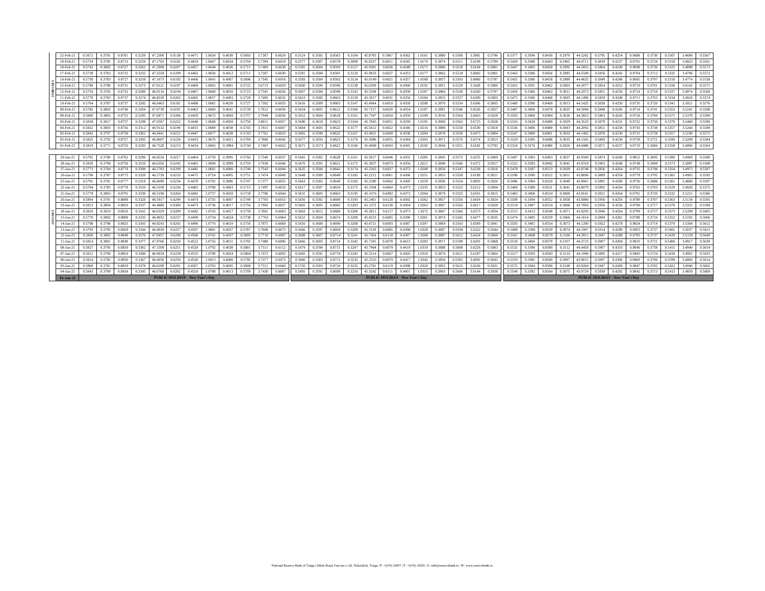| | | | | | | | | | | | | | | | | | | | | | | | | | | | | | | | | | | | | | |
|---|---|---|---|---|---|---|---|---|---|---|---|---|---|---|---|---|---|---|---|---|---|---|---|---|---|---|---|---|---|---|---|---|---|---|---|---|---|
| FEBRUARY | 22-Feb-21 | 0.5672 | 0.3791 | 0.8701 | 0.3239 | 47.2309 | 0.6138 | 0.4471 | 1.0634 | 0.4030 | 0.5693 | 3.7267 | 0.6024 | 0.5524 | 0.3592 | 0.8565 | 0.3104 | 45.8785 | 0.5967 | 0.4362 | 1.0161 | 0.3880 | 0.5500 | 3.5981 | 0.5796 | 0.5377 | 0.3394 | 0.8430 | 0.2970 | 44.5262 | 0.5795 | 0.4254 | 0.9688 | 0.3730 | 0.5307 | 3.4696 | 0.5567 |
| | 19-Feb-21 | 0.5724 | 0.3785 | 0.8713 | 0.3234 | 47.1763 | 0.6182 | 0.4454 | 1.0647 | 0.4024 | 0.5704 | 3.7394 | 0.6018 | 0.5577 | 0.3587 | 0.8578 | 0.3099 | 45.8237 | 0.6011 | 0.4345 | 1.0174 | 0.3874 | 0.5511 | 3.6109 | 0.5789 | 0.5429 | 0.3388 | 0.8443 | 0.2965 | 44.4711 | 0.5839 | 0.4237 | 0.9701 | 0.3724 | 0.5318 | 3.4823 | 0.5561 |
| | 18-Feb-21 | 0.5742 | 0.3802 | 0.8727 | 0.3262 | 47.2908 | 0.6207 | 0.4457 | 1.0644 | 0.4036 | 0.5711 | 3.7469 | 0.6030 | 0.5595 | 0.3604 | 0.8593 | 0.3127 | 45.9381 | 0.6036 | 0.4348 | 1.0171 | 0.3886 | 0.5518 | 3.6184 | 0.5801 | 0.5447 | 0.3405 | 0.8458 | 0.2992 | 44.5855 | 0.5864 | 0.4240 | 0.9698 | 0.3736 | 0.5325 | 3.4898 | 0.5572 |
| | 17-Feb-21 | 0.5739 | 0.3783 | 0.8725 | 0.3255 | 47.2558 | 0.6199 | 0.4462 | 1.0650 | 0.4012 | 0.5711 | 3.7367 | 0.6030 | 0.5591 | 0.3584 | 0.8591 | 0.3120 | 45.9033 | 0.6027 | 0.4353 | 1.0177 | 0.3862 | 0.5518 | 3.6082 | 0.5801 | 0.5443 | 0.3386 | 0.8456 | 0.2985 | 44.5509 | 0.5856 | 0.4245 | 0.9704 | 0.3712 | 0.5325 | 3.4796 | 0.5572 |
| | 16-Feb-21 | 0.5730 | 0.3783 | 0.8727 | 0.3258 | 47.1673 | 0.6192 | 0.4466 | 1.0641 | 0.4007 | 0.5696 | 3.7345 | 0.6016 | 0.5583 | 0.3584 | 0.8592 | 0.3124 | 45.8149 | 0.6021 | 0.4357 | 1.0168 | 0.3857 | 0.5503 | 3.6060 | 0.5787 | 0.5435 | 0.3386 | 0.8458 | 0.2989 | 44.4625 | 0.5849 | 0.4248 | 0.9695 | 0.3707 | 0.5310 | 3.4774 | 0.5558 |
| | 15-Feb-21 | 0.5748 | 0.3788 | 0.8731 | 0.3273 | 47.0121 | 0.6197 | 0.4469 | 1.0665 | 0.4001 | 0.5722 | 3.6713 | 0.6029 | 0.5600 | 0.3590 | 0.8596 | 0.3138 | 45.6599 | 0.6025 | 0.4360 | 1.0192 | 0.3851 | 0.5529 | 3.5428 | 0.5800 | 0.5453 | 0.3391 | 0.8462 | 0.3003 | 44.3077 | 0.5854 | 0.4252 | 0.9719 | 0.3701 | 0.5336 | 3.4142 | 0.5571 |
| | 12-Feb-21 | 0.5754 | 0.3783 | 0.8732 | 0.3280 | 46.9116 | 0.6194 | 0.4467 | 1.0660 | 0.4010 | 0.5723 | 3.7545 | 0.6026 | 0.5607 | 0.3584 | 0.8598 | 0.3145 | 45.5594 | 0.6023 | 0.4358 | 1.0187 | 0.3860 | 0.5530 | 3.6260 | 0.5797 | 0.5459 | 0.3386 | 0.8463 | 0.3011 | 44.2073 | 0.5851 | 0.4250 | 0.9714 | 0.3710 | 0.5337 | 3.4974 | 0.5569 |
| | 11-Feb-21 | 0.5770 | 0.3783 | 0.8737 | 0.3274 | 46.8539 | 0.6202 | 0.4465 | 1.0657 | 0.4003 | 0.5720 | 3.7495 | 0.6032 | 0.5623 | 0.3585 | 0.8603 | 0.3139 | 45.5017 | 0.6031 | 0.4356 | 1.0184 | 0.3853 | 0.5527 | 3.6209 | 0.5803 | 0.5475 | 0.3386 | 0.8468 | 0.3005 | 44.1496 | 0.5859 | 0.4248 | 0.9711 | 0.3703 | 0.5334 | 3.4924 | 0.5574 |
| | 10-Feb-21 | 0.5764 | 0.3787 | 0.8737 | 0.3282 | 46.8463 | 0.6181 | 0.4468 | 1.0681 | 0.4020 | 0.5727 | 3.7592 | 0.6033 | 0.5616 | 0.3589 | 0.8603 | 0.3147 | 45.4944 | 0.6010 | 0.4359 | 1.0208 | 0.3870 | 0.5534 | 3.6306 | 0.5805 | 0.5469 | 0.3390 | 0.8469 | 0.3013 | 44.1425 | 0.5838 | 0.4250 | 0.9735 | 0.3720 | 0.5341 | 3.5021 | 0.5576 |
| | 09-Feb-21 | 0.5782 | 0.3803 | 0.8746 | 0.3294 | 47.0739 | 0.6191 | 0.4463 | 1.0660 | 0.4041 | 0.5739 | 3.7812 | 0.6056 | 0.5634 | 0.3605 | 0.8612 | 0.3160 | 45.7217 | 0.6020 | 0.4354 | 1.0187 | 0.3891 | 0.5546 | 3.6526 | 0.5827 | 0.5487 | 0.3406 | 0.8478 | 0.3025 | 44.3694 | 0.5848 | 0.4246 | 0.9714 | 0.3741 | 0.5353 | 3.5241 | 0.5598 |
| | 08-Feb-21 | 0.5800 | 0.3803 | 0.8752 | 0.3295 | 47.0871 | 0.6206 | 0.4459 | 1.0672 | 0.4060 | 0.5757 | 3.7949 | 0.6056 | 0.5652 | 0.3604 | 0.8618 | 0.3161 | 45.7347 | 0.6034 | 0.4350 | 1.0199 | 0.3910 | 0.5564 | 3.6663 | 0.5828 | 0.5505 | 0.3406 | 0.8484 | 0.3026 | 44.3823 | 0.5863 | 0.4242 | 0.9726 | 0.3760 | 0.5371 | 3.5378 | 0.5599 |
| | 05-Feb-21 | 0.5838 | 0.3817 | 0.8757 | 0.3298 | 47.0567 | 0.6222 | 0.4448 | 1.0668 | 0.4050 | 0.5756 | 3.8011 | 0.6057 | 0.5690 | 0.3618 | 0.8623 | 0.3164 | 45.7045 | 0.6051 | 0.4339 | 1.0195 | 0.3900 | 0.5563 | 3.6725 | 0.5828 | 0.5543 | 0.3420 | 0.8489 | 0.3029 | 44.3523 | 0.5879 | 0.4231 | 0.9722 | 0.3750 | 0.5370 | 3.5440 | 0.5599 |
| | 04-Feb-21 | 0.5832 | 0.3803 | 0.8756 | 0.3312 | 46.9132 | 0.6194 | 0.4455 | 1.0689 | 0.4038 | 0.5743 | 3.7815 | 0.6047 | 0.5684 | 0.3605 | 0.8622 | 0.3177 | 45.5612 | 0.6022 | 0.4346 | 1.0216 | 0.3888 | 0.5550 | 3.6530 | 0.5818 | 0.5536 | 0.3406 | 0.8488 | 0.3043 | 44.2092 | 0.5851 | 0.4238 | 0.9743 | 0.3738 | 0.5357 | 3.5244 | 0.5589 |
| | 03-Feb-21 | 0.5842 | 0.3797 | 0.8758 | 0.3302 | 46.8441 | 0.6221 | 0.4447 | 1.0677 | 0.4028 | 0.5743 | 3.7761 | 0.6033 | 0.5695 | 0.3599 | 0.8625 | 0.3167 | 45.4921 | 0.6049 | 0.4338 | 1.0204 | 0.3878 | 0.5550 | 3.6475 | 0.5804 | 0.5547 | 0.3400 | 0.8491 | 0.3033 | 44.1402 | 0.5878 | 0.4230 | 0.9731 | 0.3728 | 0.5357 | 3.5190 | 0.5575 |
| | 02-Feb-21 | 0.5825 | 0.3792 | 0.8757 | 0.3305 | 46.8607 | 0.6226 | 0.4453 | 1.0676 | 0.4021 | 0.5769 | 3.7860 | 0.6042 | 0.5677 | 0.3593 | 0.8623 | 0.3170 | 45.5086 | 0.6055 | 0.4344 | 1.0203 | 0.3871 | 0.5576 | 3.6574 | 0.5813 | 0.5529 | 0.3395 | 0.8488 | 0.3035 | 44.1565 | 0.5883 | 0.4236 | 0.9730 | 0.3721 | 0.5383 | 3.5289 | 0.5584 |
| | 01-Feb-21 | 0.5819 | 0.3771 | 0.8755 | 0.3295 | 46.7528 | 0.6215 | 0.4454 | 1.0665 | 0.3984 | 0.5744 | 3.7467 | 0.6022 | 0.5671 | 0.3573 | 0.8621 | 0.3160 | 45.4008 | 0.6043 | 0.4345 | 1.0192 | 0.3834 | 0.5551 | 3.6182 | 0.5793 | 0.5524 | 0.3374 | 0.8486 | 0.3026 | 44.0488 | 0.5871 | 0.4237 | 0.9719 | 0.3684 | 0.5358 | 3.4896 | 0.5564 |
| JANUARY | 29-Jan-21 | 0.5792 | 0.3780 | 0.8762 | 0.3296 | 46.6534 | 0.6217 | 0.4464 | 1.0758 | 0.3995 | 0.5766 | 3.7540 | 0.6037 | 0.5645 | 0.3582 | 0.8628 | 0.3161 | 45.3017 | 0.6046 | 0.4355 | 1.0285 | 0.3845 | 0.5573 | 3.6255 | 0.5809 | 0.5497 | 0.3383 | 0.8493 | 0.3027 | 43.9500 | 0.5874 | 0.4246 | 0.9812 | 0.3695 | 0.5380 | 3.4969 | 0.5580 |
| | 28-Jan-21 | 0.5818 | 0.3790 | 0.8750 | 0.3310 | 46.6356 | 0.6245 | 0.4465 | 1.0694 | 0.3999 | 0.5759 | 3.7658 | 0.6046 | 0.5670 | 0.3591 | 0.8621 | 0.3175 | 45.2837 | 0.6073 | 0.4356 | 1.0221 | 0.3849 | 0.5566 | 3.6372 | 0.5817 | 0.5522 | 0.3393 | 0.8492 | 0.3041 | 43.9318 | 0.5902 | 0.4248 | 0.9748 | 0.3699 | 0.5373 | 3.5087 | 0.5588 |
| | 27-Jan-21 | 0.5773 | 0.3784 | 0.8770 | 0.3309 | 46.5783 | 0.6199 | 0.4481 | 1.0681 | 0.4006 | 0.5740 | 3.7543 | 0.6044 | 0.5625 | 0.3586 | 0.8642 | 0.3174 | 45.2265 | 0.6027 | 0.4372 | 1.0208 | 0.3856 | 0.5547 | 3.6258 | 0.5816 | 0.5478 | 0.3387 | 0.8513 | 0.3039 | 43.8748 | 0.5856 | 0.4264 | 0.9735 | 0.3706 | 0.5354 | 3.4972 | 0.5587 |
| | 26-Jan-21 | 0.5796 | 0.3787 | 0.8775 | 0.3320 | 46.5728 | 0.6233 | 0.4475 | 1.0724 | 0.4005 | 0.5751 | 3.7474 | 0.6049 | 0.5648 | 0.3589 | 0.8649 | 0.3185 | 45.2212 | 0.6061 | 0.4366 | 1.0251 | 0.3855 | 0.5558 | 3.6189 | 0.5821 | 0.5500 | 0.3390 | 0.8522 | 0.3051 | 43.8696 | 0.5889 | 0.4258 | 0.9778 | 0.3705 | 0.5365 | 3.4903 | 0.5592 |
| | 25-Jan-21 | 0.5791 | 0.3781 | 0.8777 | 0.3318 | 46.6099 | 0.6234 | 0.4478 | 1.0702 | 0.3986 | 0.5747 | 3.7377 | 0.6055 | 0.5643 | 0.3582 | 0.8649 | 0.3183 | 45.2580 | 0.6062 | 0.4369 | 1.0229 | 0.3836 | 0.5554 | 3.6092 | 0.5826 | 0.5496 | 0.3384 | 0.8520 | 0.3049 | 43.9061 | 0.5891 | 0.4260 | 0.9756 | 0.3686 | 0.5361 | 3.4806 | 0.5597 |
| | 22-Jan-21 | 0.5764 | 0.3785 | 0.8778 | 0.3310 | 46.5109 | 0.6236 | 0.4482 | 1.0708 | 0.4003 | 0.5715 | 3.7497 | 0.6033 | 0.5617 | 0.3587 | 0.8650 | 0.3175 | 45.1594 | 0.6064 | 0.4373 | 1.0235 | 0.3853 | 0.5522 | 3.6212 | 0.5804 | 0.5469 | 0.3388 | 0.8521 | 0.3041 | 43.8079 | 0.5892 | 0.4264 | 0.9762 | 0.3703 | 0.5329 | 3.4926 | 0.5575 |
| | 21-Jan-21 | 0.5778 | 0.3803 | 0.8791 | 0.3330 | 46.5190 | 0.6264 | 0.4481 | 1.0737 | 0.4020 | 0.5718 | 3.7786 | 0.6044 | 0.5631 | 0.3605 | 0.8663 | 0.3195 | 45.1676 | 0.6092 | 0.4372 | 1.0264 | 0.3870 | 0.5525 | 3.6501 | 0.5815 | 0.5483 | 0.3406 | 0.8534 | 0.3060 | 43.8161 | 0.5921 | 0.4264 | 0.9791 | 0.3720 | 0.5332 | 3.5215 | 0.5586 |
| | 20-Jan-21 | 0.5804 | 0.3791 | 0.8808 | 0.3328 | 46.5917 | 0.6299 | 0.4474 | 1.0735 | 0.4007 | 0.5749 | 3.7705 | 0.6053 | 0.5656 | 0.3592 | 0.8680 | 0.3193 | 45.2401 | 0.6128 | 0.4365 | 1.0262 | 0.3857 | 0.5556 | 3.6419 | 0.5824 | 0.5509 | 0.3394 | 0.8552 | 0.3058 | 43.8886 | 0.5956 | 0.4256 | 0.9789 | 0.3707 | 0.5363 | 3.5134 | 0.5595 |
| | 19-Jan-21 | 0.5813 | 0.3804 | 0.8810 | 0.3337 | 46.4888 | 0.6300 | 0.4473 | 1.0736 | 0.4017 | 0.5756 | 3.7902 | 0.6057 | 0.5665 | 0.3605 | 0.8682 | 0.3203 | 45.1372 | 0.6128 | 0.4364 | 1.0263 | 0.3867 | 0.5563 | 3.6617 | 0.5828 | 0.5518 | 0.3407 | 0.8554 | 0.3068 | 43.7856 | 0.5956 | 0.4256 | 0.9790 | 0.3717 | 0.5370 | 3.5331 | 0.5599 |
| | 18-Jan-21 | 0.5810 | 0.3810 | 0.8810 | 0.3341 | 46.6329 | 0.6289 | 0.4482 | 1.0745 | 0.4017 | 0.5759 | 3.7861 | 0.6063 | 0.5663 | 0.3612 | 0.8680 | 0.3206 | 45.2811 | 0.6117 | 0.4373 | 1.0272 | 0.3867 | 0.5566 | 3.6575 | 0.5834 | 0.5515 | 0.3413 | 0.8549 | 0.3071 | 43.9293 | 0.5946 | 0.4264 | 0.9799 | 0.3717 | 0.5373 | 3.5290 | 0.5605 |
| | 15-Jan-21 | 0.5770 | 0.3802 | 0.8809 | 0.3335 | 46.8052 | 0.6237 | 0.4499 | 1.0734 | 0.4024 | 0.5738 | 3.7763 | 0.6064 | 0.5622 | 0.3604 | 0.8674 | 0.3200 | 45.4533 | 0.6065 | 0.4390 | 1.0261 | 0.3874 | 0.5545 | 3.6477 | 0.5835 | 0.5474 | 0.3405 | 0.8539 | 0.3066 | 44.1014 | 0.5894 | 0.4281 | 0.9788 | 0.3724 | 0.5352 | 3.5192 | 0.5606 |
| | 14-Jan-21 | 0.5798 | 0.3798 | 0.8825 | 0.3343 | 46.8243 | 0.6265 | 0.4496 | 1.0770 | 0.4019 | 0.5756 | 3.7875 | 0.6069 | 0.5650 | 0.3600 | 0.8690 | 0.3208 | 45.4721 | 0.6093 | 0.4387 | 1.0297 | 0.3869 | 0.5563 | 3.6589 | 0.5841 | 0.5503 | 0.3401 | 0.8554 | 0.3073 | 44.1200 | 0.5922 | 0.4278 | 0.9824 | 0.3719 | 0.5370 | 3.5304 | 0.5612 |
| | 13-Jan-21 | 0.5793 | 0.3795 | 0.8829 | 0.3344 | 46.9039 | 0.6257 | 0.4507 | 1.0801 | 0.4037 | 0.5787 | 3.7608 | 0.6073 | 0.5646 | 0.3597 | 0.8694 | 0.3209 | 45.5518 | 0.6085 | 0.4398 | 1.0328 | 0.3887 | 0.5594 | 3.6322 | 0.5844 | 0.5498 | 0.3398 | 0.8559 | 0.3074 | 44.1997 | 0.5914 | 0.4289 | 0.9855 | 0.3737 | 0.5401 | 3.5037 | 0.5615 |
| | 12-Jan-21 | 0.5836 | 0.3805 | 0.8849 | 0.3376 | 47.0957 | 0.6290 | 0.4506 | 1.0741 | 0.4037 | 0.5805 | 3.7710 | 0.6097 | 0.5689 | 0.3607 | 0.8714 | 0.3241 | 45.7434 | 0.6118 | 0.4397 | 1.0268 | 0.3887 | 0.5612 | 3.6424 | 0.5869 | 0.5541 | 0.3408 | 0.8579 | 0.3106 | 44.3911 | 0.5947 | 0.4288 | 0.9795 | 0.3737 | 0.5419 | 3.5139 | 0.5640 |
| | 11-Jan-21 | 0.5814 | 0.3801 | 0.8849 | 0.3377 | 47.0766 | 0.6250 | 0.4522 | 1.0756 | 0.4021 | 0.5792 | 3.7488 | 0.6096 | 0.5666 | 0.3603 | 0.8714 | 0.3242 | 45.7245 | 0.6078 | 0.4413 | 1.0283 | 0.3871 | 0.5599 | 3.6203 | 0.5868 | 0.5518 | 0.3404 | 0.8579 | 0.3107 | 44.3723 | 0.5907 | 0.4304 | 0.9810 | 0.3721 | 0.5406 | 3.4917 | 0.5639 |
| | 08-Jan-21 | 0.5827 | 0.3793 | 0.8850 | 0.3382 | 47.1509 | 0.6251 | 0.4528 | 1.0792 | 0.4038 | 0.5801 | 3.7511 | 0.6112 | 0.5679 | 0.3594 | 0.8715 | 0.3247 | 45.7984 | 0.6079 | 0.4419 | 1.0319 | 0.3888 | 0.5608 | 3.6226 | 0.5883 | 0.5532 | 0.3396 | 0.8580 | 0.3112 | 44.4458 | 0.5907 | 0.4310 | 0.9846 | 0.3738 | 0.5415 | 3.4940 | 0.5654 |
| | 07-Jan-21 | 0.5812 | 0.3790 | 0.8854 | 0.3380 | 46.9034 | 0.6239 | 0.4535 | 1.0789 | 0.4024 | 0.5804 | 3.7472 | 0.6092 | 0.5665 | 0.3591 | 0.8719 | 0.3245 | 45.5514 | 0.6067 | 0.4426 | 1.0316 | 0.3874 | 0.5611 | 3.6187 | 0.5864 | 0.5517 | 0.3393 | 0.8583 | 0.3110 | 44.1994 | 0.5895 | 0.4317 | 0.9843 | 0.3724 | 0.5418 | 3.4901 | 0.5635 |
| | 06-Jan-21 | 0.5814 | 0.3782 | 0.8850 | 0.3367 | 46.6050 | 0.6250 | 0.4526 | 1.0815 | 0.4006 | 0.5785 | 3.7377 | 0.6072 | 0.5666 | 0.3583 | 0.8715 | 0.3232 | 45.2533 | 0.6079 | 0.4417 | 1.0342 | 0.3856 | 0.5592 | 3.6092 | 0.5843 | 0.5519 | 0.3385 | 0.8580 | 0.3097 | 43.9015 | 0.5907 | 0.4308 | 0.9869 | 0.3706 | 0.5399 | 3.4806 | 0.5614 |
| | 05-Jan-21 | 0.5868 | 0.3781 | 0.8859 | 0.3370 | 46.6299 | 0.6291 | 0.4507 | 1.0793 | 0.4005 | 0.5808 | 3.7511 | 0.6060 | 0.5720 | 0.3583 | 0.8724 | 0.3235 | 45.2781 | 0.6119 | 0.4398 | 1.0320 | 0.3855 | 0.5615 | 3.6226 | 0.5831 | 0.5572 | 0.3384 | 0.8590 | 0.3100 | 43.9264 | 0.5947 | 0.4289 | 0.9847 | 0.3705 | 0.5422 | 3.4940 | 0.5602 |
| | 04-Jan-21 | 0.5843 | 0.3789 | 0.8834 | 0.3345 | 46.6760 | 0.6282 | 0.4510 | 1.0788 | 0.4013 | 0.5799 | 3.7430 | 0.6067 | 0.5695 | 0.3591 | 0.8699 | 0.3210 | 45.3242 | 0.6111 | 0.4401 | 1.0315 | 0.3863 | 0.5606 | 3.6144 | 0.5838 | 0.5548 | 0.3392 | 0.8564 | 0.3075 | 43.9724 | 0.5939 | 0.4292 | 0.9842 | 0.3713 | 0.5413 | 3.4859 | 0.5609 |
| | 01-Jan-21 | PUBLIC HOLIDAY - New Year's Day | | | | | | | | | | | | PUBLIC HOLIDAY - New Year's Day | | | | | | | | | | | | PUBLIC HOLIDAY - New Year's Day | | | | | | | | | | | |

National Reserve Bank of Tonga | Sālote Road, Fasi mo e Afi, Nuku'alofa, Tonga | P: +(676) 24057 | F: +(676) 24201 | E: nrbt@reservebank.to | W: www.reservebank.to